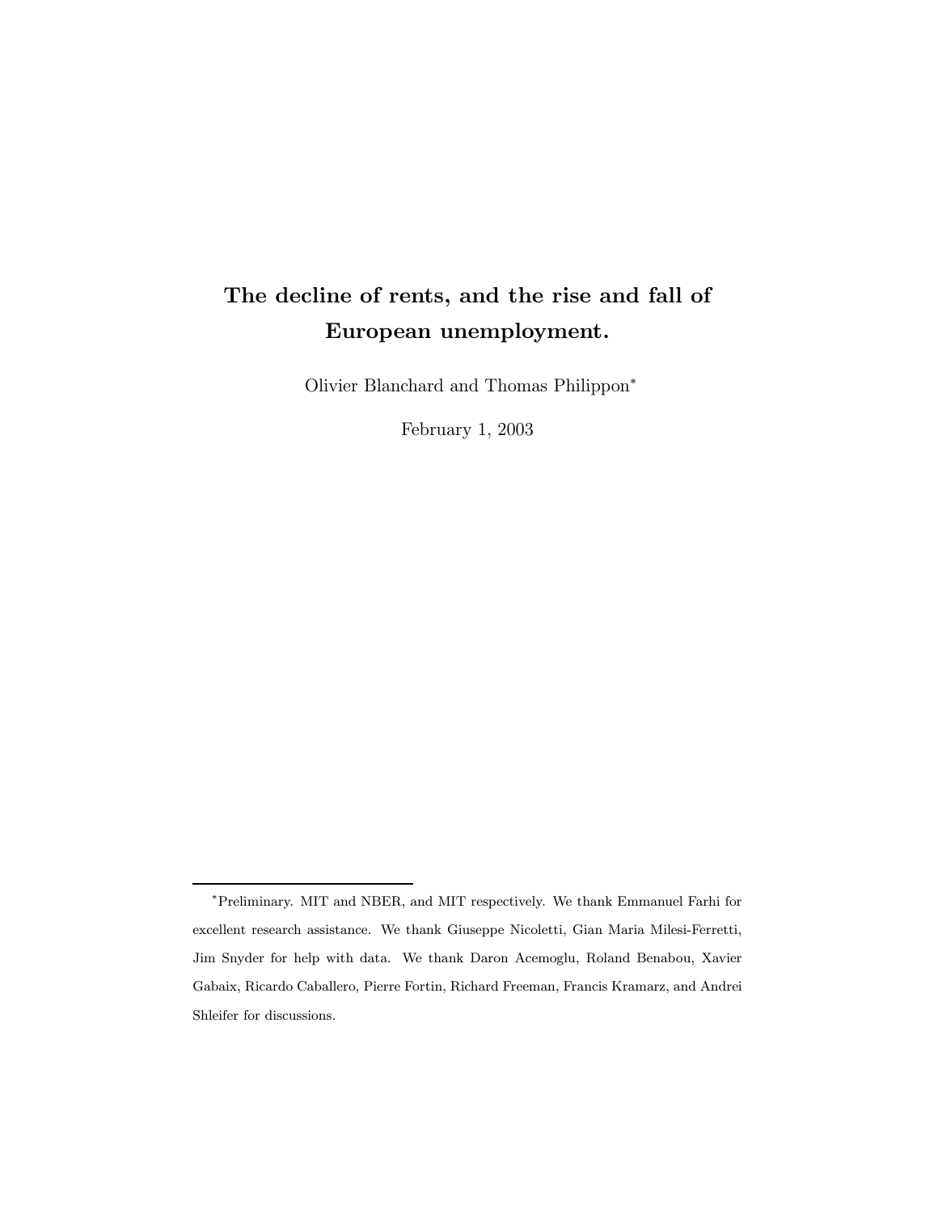# The decline of rents, and the rise and fall of European unemployment.

Olivier Blanchard and Thomas Philippon*

February 1, 2003

---

*Preliminary. MIT and NBER, and MIT respectively. We thank Emmanuel Farhi for excellent research assistance. We thank Giuseppe Nicoletti, Gian Maria Milesi-Ferretti, Jim Snyder for help with data. We thank Daron Acemoglu, Roland Benabou, Xavier Gabaix, Ricardo Caballero, Pierre Fortin, Richard Freeman, Francis Kramarz, and Andrei Shleifer for discussions.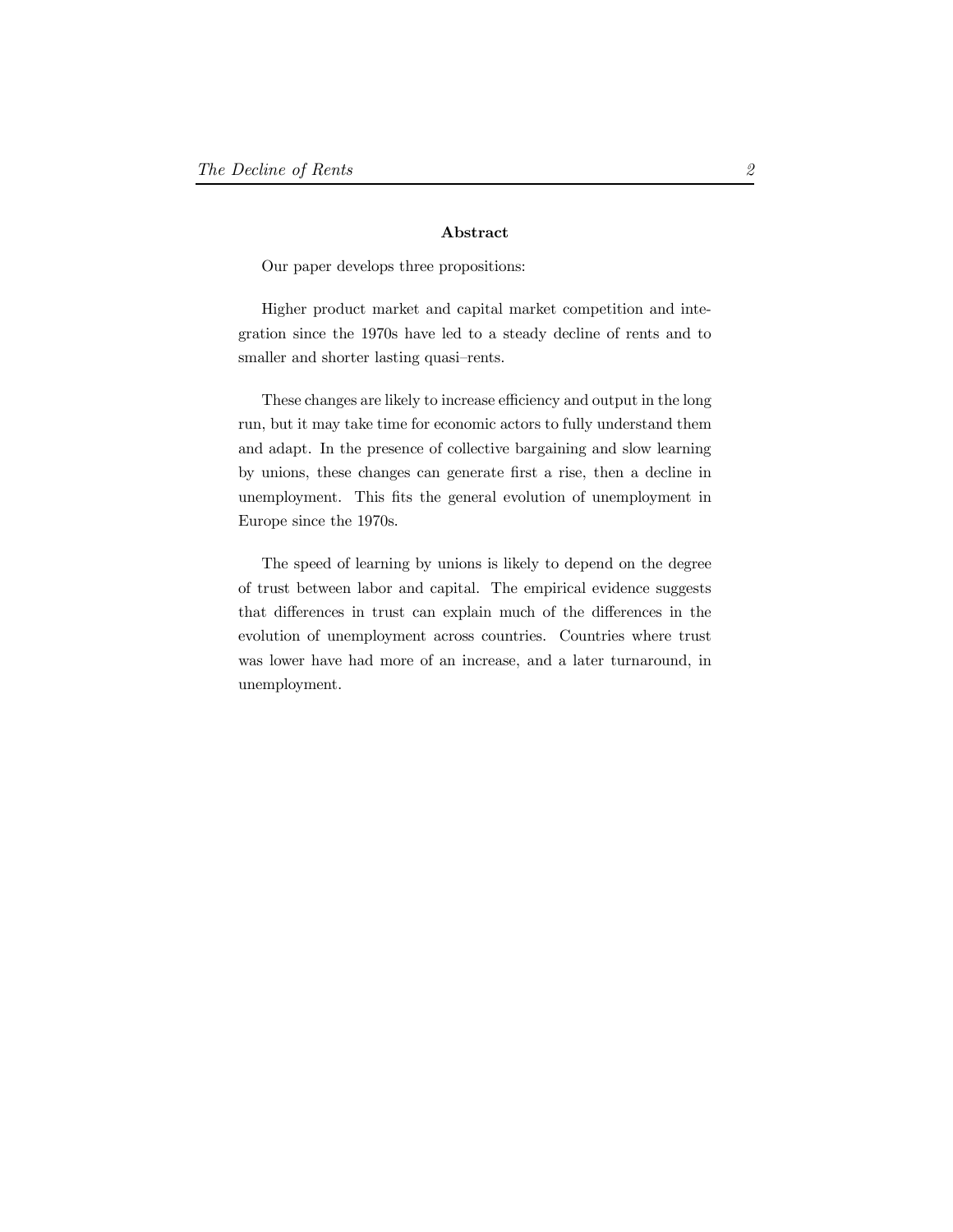## Abstract

Our paper develops three propositions:

Higher product market and capital market competition and integration since the 1970s have led to a steady decline of rents and to smaller and shorter lasting quasi–rents.

These changes are likely to increase efficiency and output in the long run, but it may take time for economic actors to fully understand them and adapt. In the presence of collective bargaining and slow learning by unions, these changes can generate first a rise, then a decline in unemployment. This fits the general evolution of unemployment in Europe since the 1970s.

The speed of learning by unions is likely to depend on the degree of trust between labor and capital. The empirical evidence suggests that differences in trust can explain much of the differences in the evolution of unemployment across countries. Countries where trust was lower have had more of an increase, and a later turnaround, in unemployment.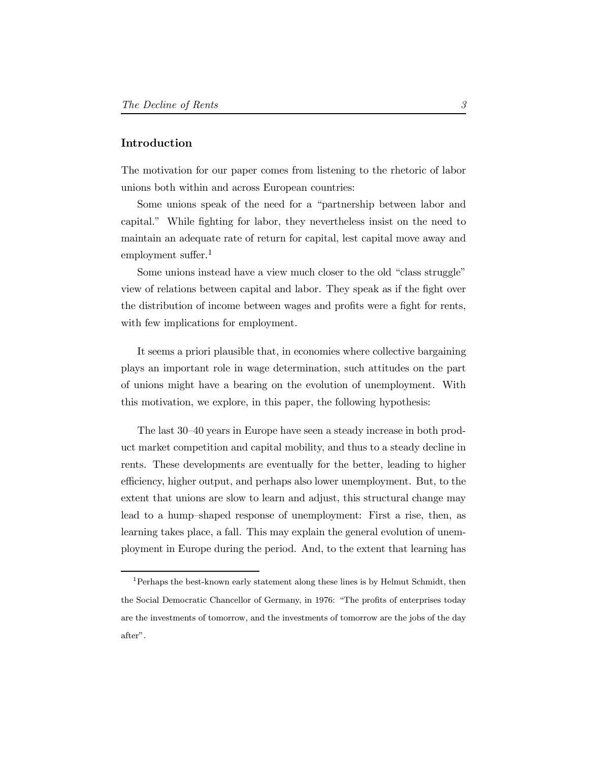## Introduction

The motivation for our paper comes from listening to the rhetoric of labor unions both within and across European countries:

Some unions speak of the need for a "partnership between labor and capital." While fighting for labor, they nevertheless insist on the need to maintain an adequate rate of return for capital, lest capital move away and employment suffer.[1]

Some unions instead have a view much closer to the old "class struggle" view of relations between capital and labor. They speak as if the fight over the distribution of income between wages and profits were a fight for rents, with few implications for employment.

It seems a priori plausible that, in economies where collective bargaining plays an important role in wage determination, such attitudes on the part of unions might have a bearing on the evolution of unemployment. With this motivation, we explore, in this paper, the following hypothesis:

The last 30–40 years in Europe have seen a steady increase in both product market competition and capital mobility, and thus to a steady decline in rents. These developments are eventually for the better, leading to higher efficiency, higher output, and perhaps also lower unemployment. But, to the extent that unions are slow to learn and adjust, this structural change may lead to a hump–shaped response of unemployment: First a rise, then, as learning takes place, a fall. This may explain the general evolution of unemployment in Europe during the period. And, to the extent that learning has

[1] Perhaps the best-known early statement along these lines is by Helmut Schmidt, then the Social Democratic Chancellor of Germany, in 1976: "The profits of enterprises today are the investments of tomorrow, and the investments of tomorrow are the jobs of the day after".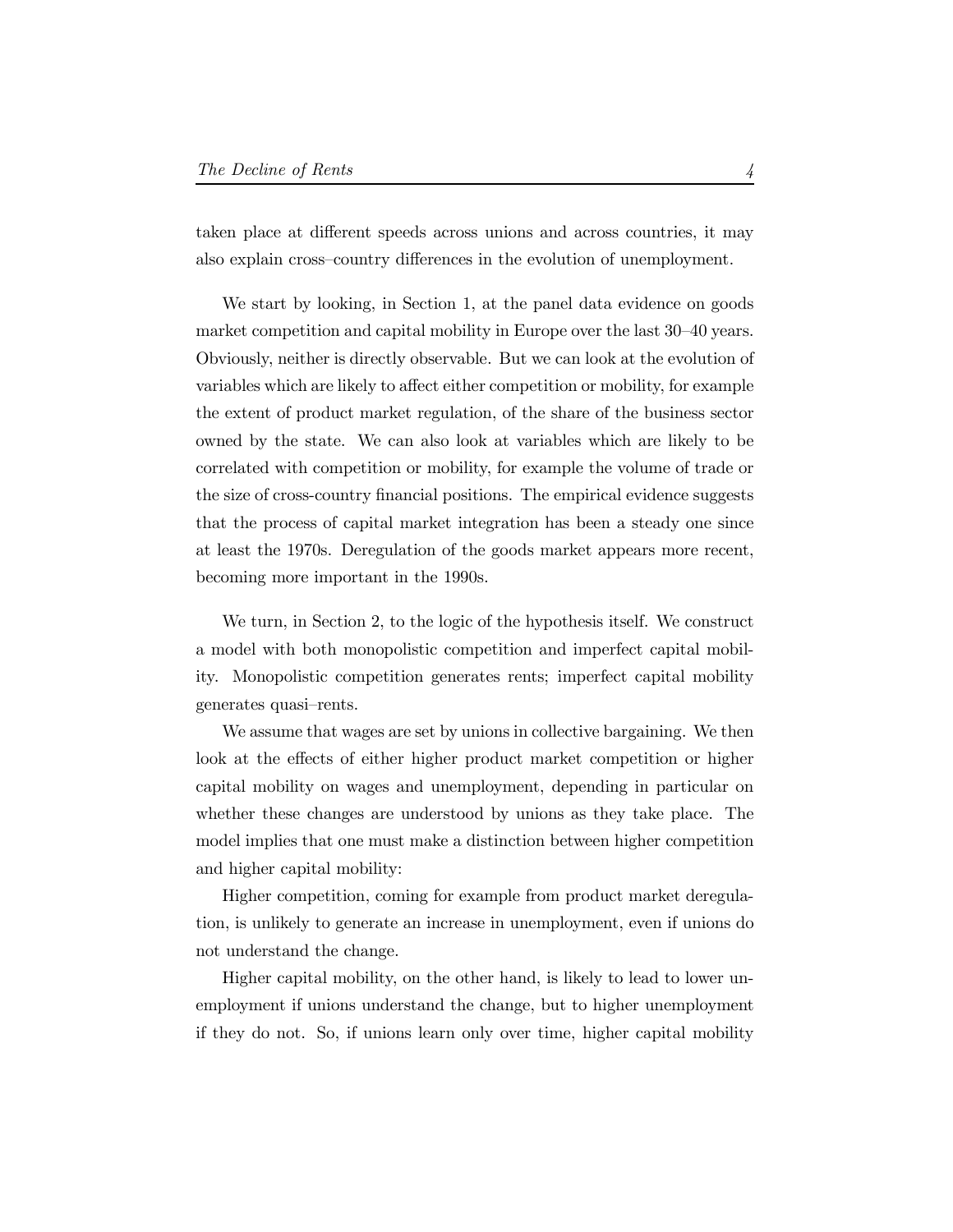taken place at different speeds across unions and across countries, it may also explain cross–country differences in the evolution of unemployment.

We start by looking, in Section 1, at the panel data evidence on goods market competition and capital mobility in Europe over the last 30–40 years. Obviously, neither is directly observable. But we can look at the evolution of variables which are likely to affect either competition or mobility, for example the extent of product market regulation, of the share of the business sector owned by the state. We can also look at variables which are likely to be correlated with competition or mobility, for example the volume of trade or the size of cross-country financial positions. The empirical evidence suggests that the process of capital market integration has been a steady one since at least the 1970s. Deregulation of the goods market appears more recent, becoming more important in the 1990s.

We turn, in Section 2, to the logic of the hypothesis itself. We construct a model with both monopolistic competition and imperfect capital mobility. Monopolistic competition generates rents; imperfect capital mobility generates quasi–rents.

We assume that wages are set by unions in collective bargaining. We then look at the effects of either higher product market competition or higher capital mobility on wages and unemployment, depending in particular on whether these changes are understood by unions as they take place. The model implies that one must make a distinction between higher competition and higher capital mobility:

Higher competition, coming for example from product market deregulation, is unlikely to generate an increase in unemployment, even if unions do not understand the change.

Higher capital mobility, on the other hand, is likely to lead to lower unemployment if unions understand the change, but to higher unemployment if they do not. So, if unions learn only over time, higher capital mobility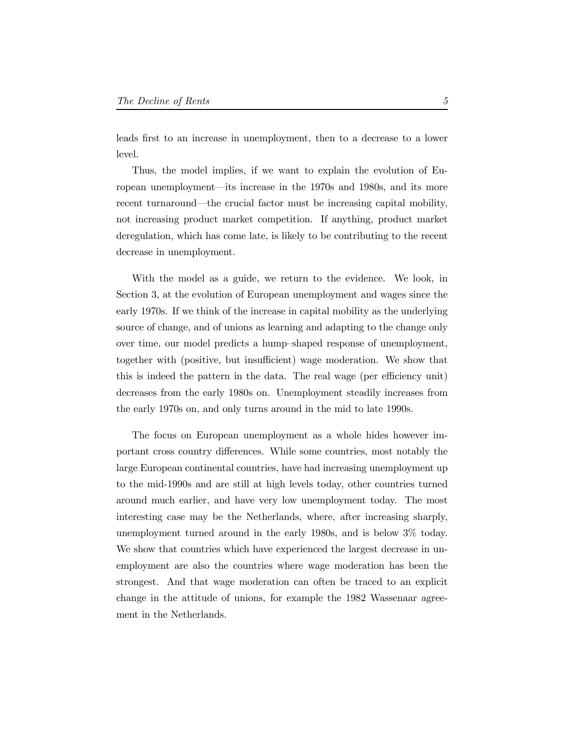leads first to an increase in unemployment, then to a decrease to a lower level.

Thus, the model implies, if we want to explain the evolution of European unemployment—its increase in the 1970s and 1980s, and its more recent turnaround—the crucial factor must be increasing capital mobility, not increasing product market competition. If anything, product market deregulation, which has come late, is likely to be contributing to the recent decrease in unemployment.

With the model as a guide, we return to the evidence. We look, in Section 3, at the evolution of European unemployment and wages since the early 1970s. If we think of the increase in capital mobility as the underlying source of change, and of unions as learning and adapting to the change only over time, our model predicts a hump–shaped response of unemployment, together with (positive, but insufficient) wage moderation. We show that this is indeed the pattern in the data. The real wage (per efficiency unit) decreases from the early 1980s on. Unemployment steadily increases from the early 1970s on, and only turns around in the mid to late 1990s.

The focus on European unemployment as a whole hides however important cross country differences. While some countries, most notably the large European continental countries, have had increasing unemployment up to the mid-1990s and are still at high levels today, other countries turned around much earlier, and have very low unemployment today. The most interesting case may be the Netherlands, where, after increasing sharply, unemployment turned around in the early 1980s, and is below 3% today. We show that countries which have experienced the largest decrease in unemployment are also the countries where wage moderation has been the strongest. And that wage moderation can often be traced to an explicit change in the attitude of unions, for example the 1982 Wassenaar agreement in the Netherlands.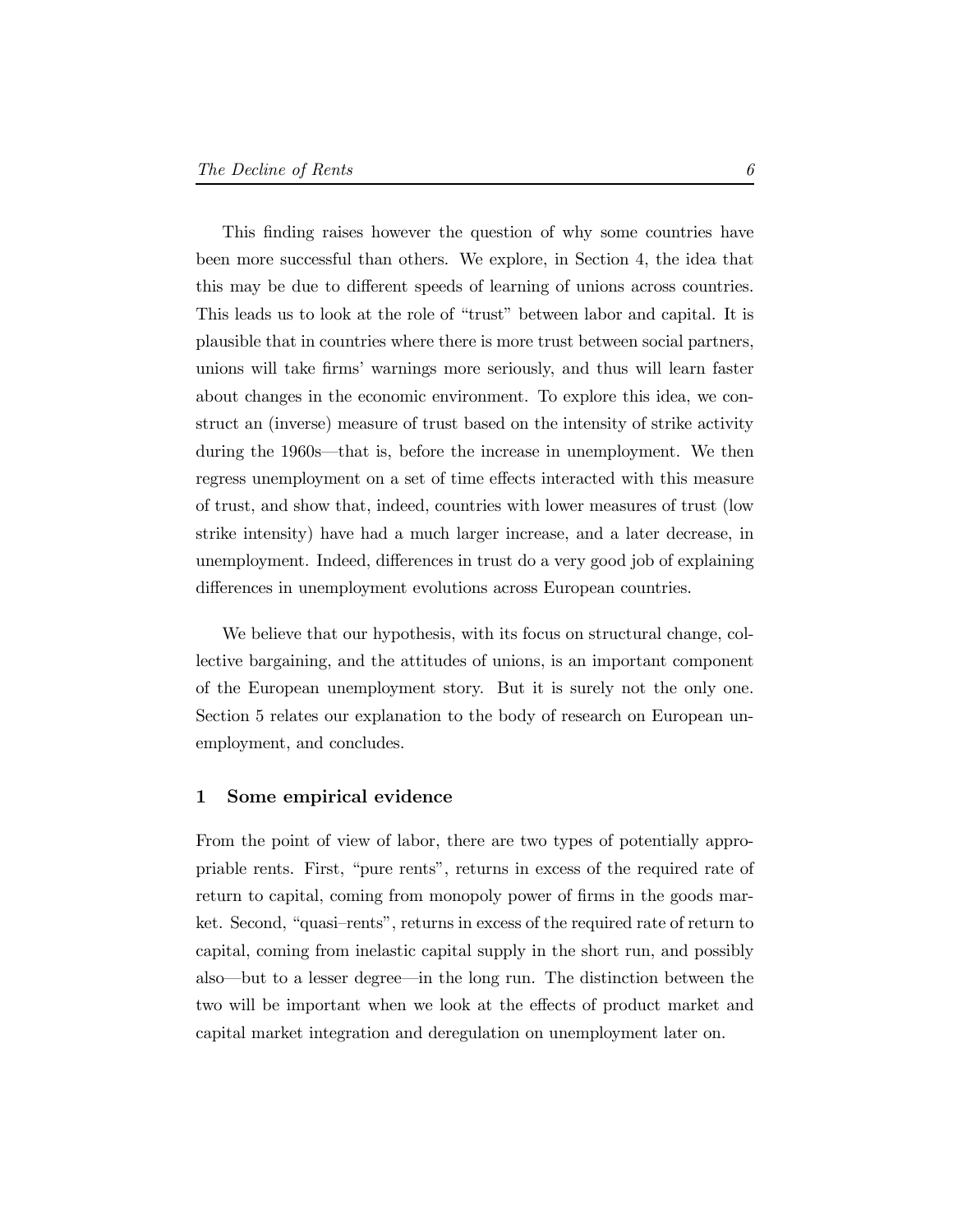This finding raises however the question of why some countries have been more successful than others. We explore, in Section 4, the idea that this may be due to different speeds of learning of unions across countries. This leads us to look at the role of "trust" between labor and capital. It is plausible that in countries where there is more trust between social partners, unions will take firms' warnings more seriously, and thus will learn faster about changes in the economic environment. To explore this idea, we construct an (inverse) measure of trust based on the intensity of strike activity during the 1960s—that is, before the increase in unemployment. We then regress unemployment on a set of time effects interacted with this measure of trust, and show that, indeed, countries with lower measures of trust (low strike intensity) have had a much larger increase, and a later decrease, in unemployment. Indeed, differences in trust do a very good job of explaining differences in unemployment evolutions across European countries.

We believe that our hypothesis, with its focus on structural change, collective bargaining, and the attitudes of unions, is an important component of the European unemployment story. But it is surely not the only one. Section 5 relates our explanation to the body of research on European unemployment, and concludes.

## 1 Some empirical evidence

From the point of view of labor, there are two types of potentially appropriable rents. First, "pure rents", returns in excess of the required rate of return to capital, coming from monopoly power of firms in the goods market. Second, "quasi–rents", returns in excess of the required rate of return to capital, coming from inelastic capital supply in the short run, and possibly also—but to a lesser degree—in the long run. The distinction between the two will be important when we look at the effects of product market and capital market integration and deregulation on unemployment later on.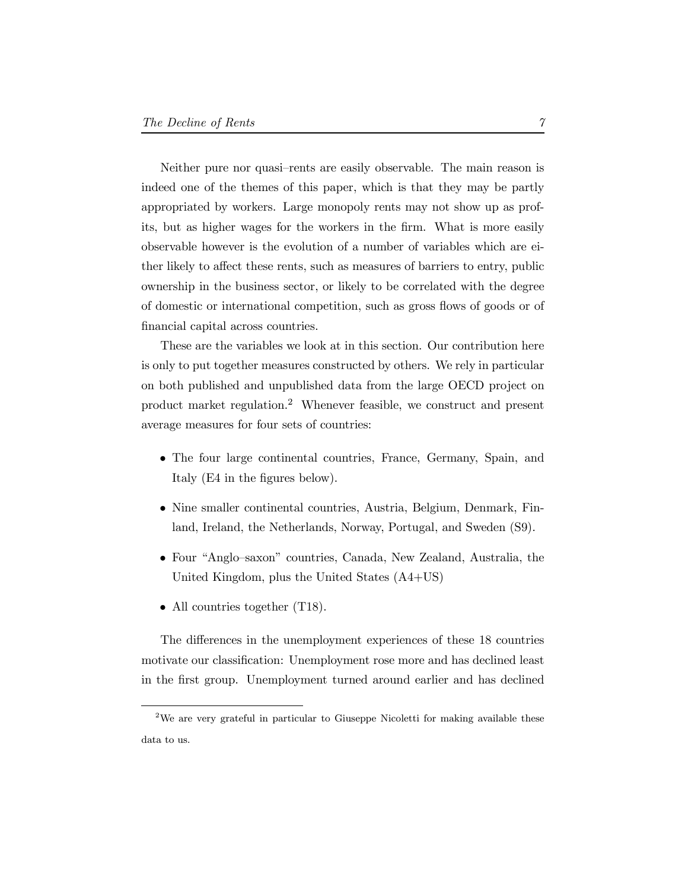Neither pure nor quasi–rents are easily observable. The main reason is indeed one of the themes of this paper, which is that they may be partly appropriated by workers. Large monopoly rents may not show up as profits, but as higher wages for the workers in the firm. What is more easily observable however is the evolution of a number of variables which are either likely to affect these rents, such as measures of barriers to entry, public ownership in the business sector, or likely to be correlated with the degree of domestic or international competition, such as gross flows of goods or of financial capital across countries.

These are the variables we look at in this section. Our contribution here is only to put together measures constructed by others. We rely in particular on both published and unpublished data from the large OECD project on product market regulation.[2] Whenever feasible, we construct and present average measures for four sets of countries:

- The four large continental countries, France, Germany, Spain, and Italy (E4 in the figures below).
- Nine smaller continental countries, Austria, Belgium, Denmark, Finland, Ireland, the Netherlands, Norway, Portugal, and Sweden (S9).
- Four "Anglo–saxon" countries, Canada, New Zealand, Australia, the United Kingdom, plus the United States (A4+US)
- All countries together (T18).

The differences in the unemployment experiences of these 18 countries motivate our classification: Unemployment rose more and has declined least in the first group. Unemployment turned around earlier and has declined

[2] We are very grateful in particular to Giuseppe Nicoletti for making available these data to us.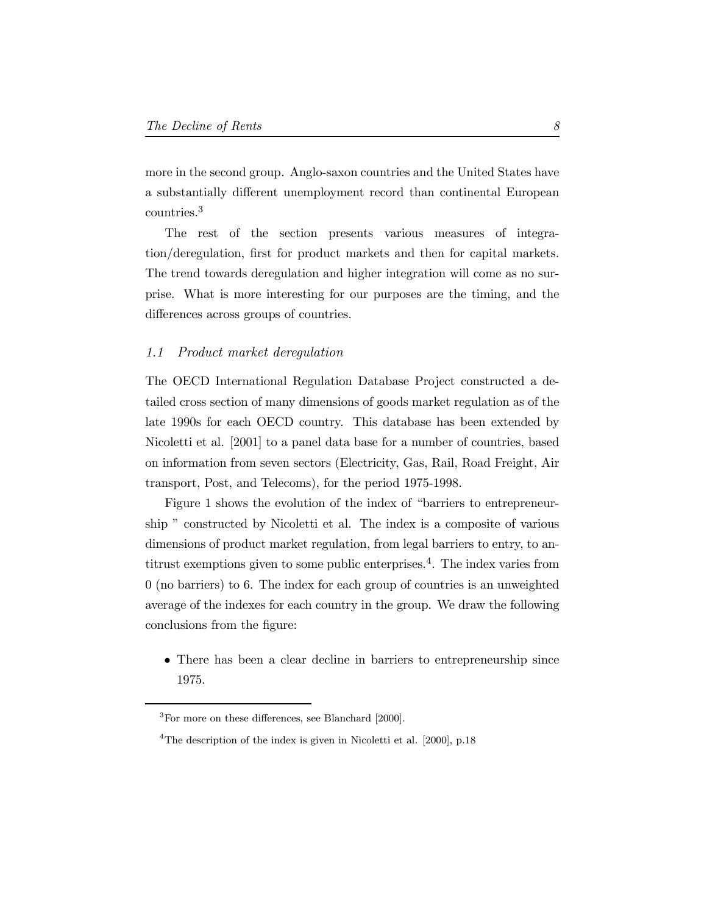more in the second group. Anglo-saxon countries and the United States have a substantially different unemployment record than continental European countries.[3]

The rest of the section presents various measures of integration/deregulation, first for product markets and then for capital markets. The trend towards deregulation and higher integration will come as no surprise. What is more interesting for our purposes are the timing, and the differences across groups of countries.

### 1.1 Product market deregulation

The OECD International Regulation Database Project constructed a detailed cross section of many dimensions of goods market regulation as of the late 1990s for each OECD country. This database has been extended by Nicoletti et al. [2001] to a panel data base for a number of countries, based on information from seven sectors (Electricity, Gas, Rail, Road Freight, Air transport, Post, and Telecoms), for the period 1975-1998.

Figure 1 shows the evolution of the index of "barriers to entrepreneurship " constructed by Nicoletti et al. The index is a composite of various dimensions of product market regulation, from legal barriers to entry, to antitrust exemptions given to some public enterprises.[4]. The index varies from 0 (no barriers) to 6. The index for each group of countries is an unweighted average of the indexes for each country in the group. We draw the following conclusions from the figure:

- There has been a clear decline in barriers to entrepreneurship since 1975.

---

[3] For more on these differences, see Blanchard [2000].

[4] The description of the index is given in Nicoletti et al. [2000], p.18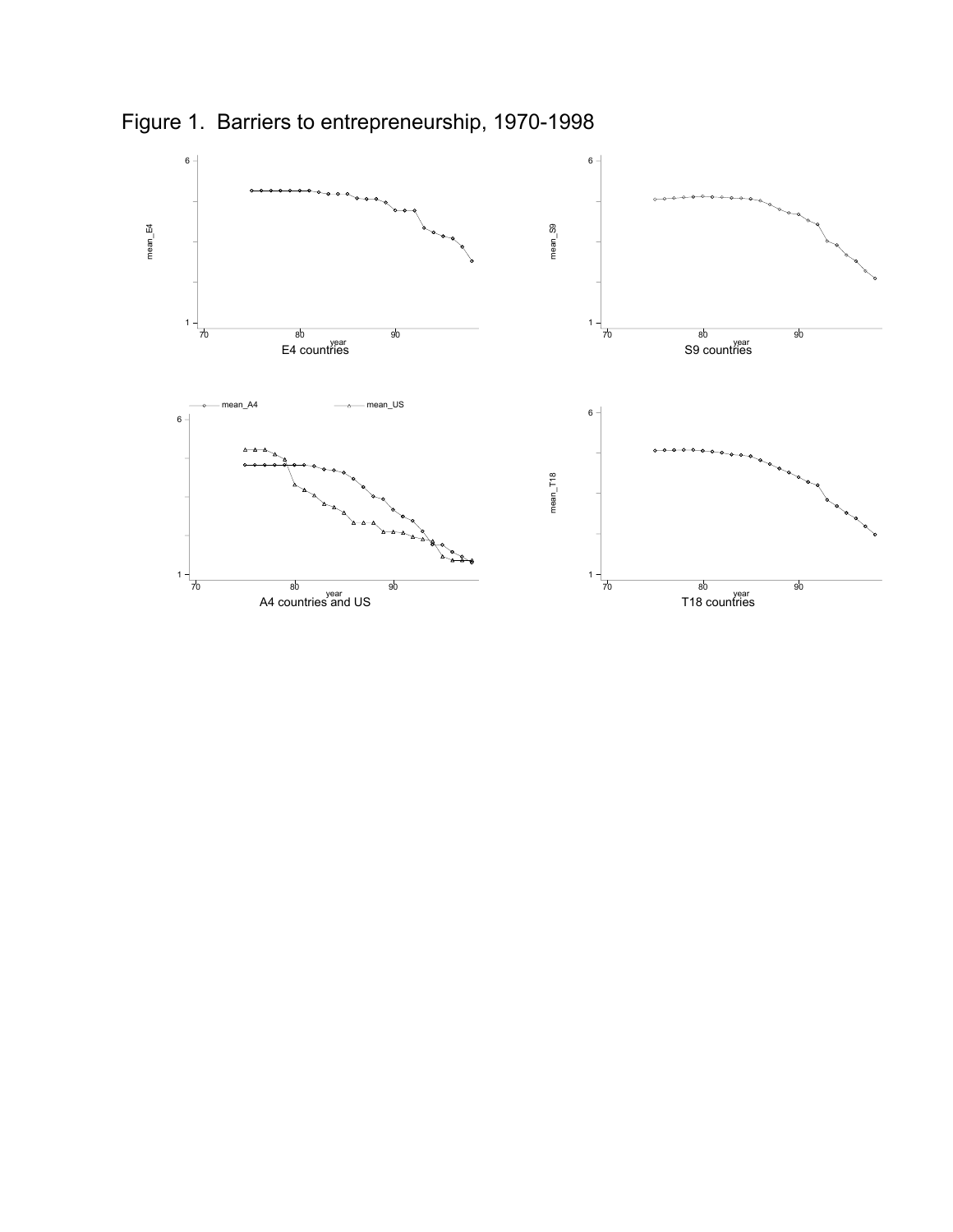# Figure 1. Barriers to entrepreneurship, 1970-1998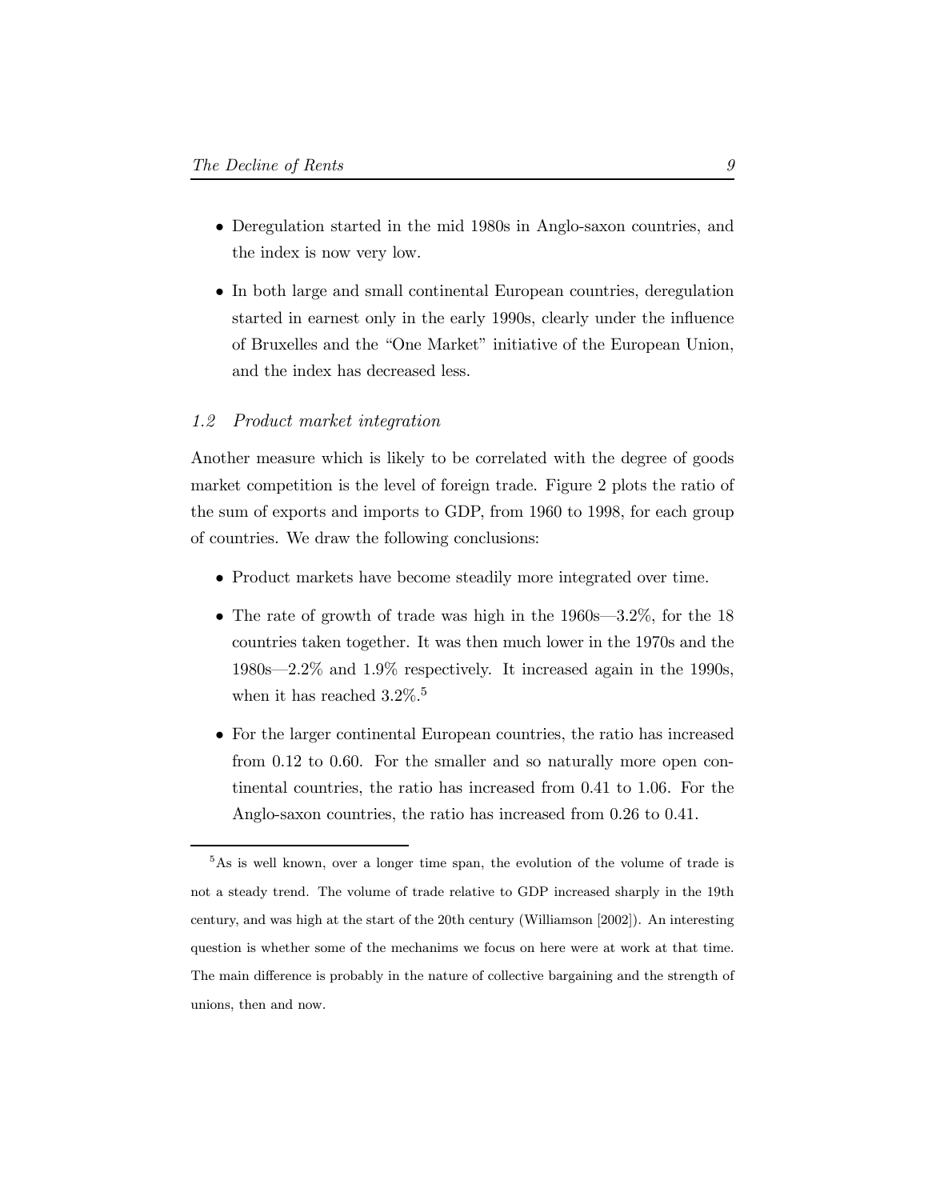- Deregulation started in the mid 1980s in Anglo-saxon countries, and the index is now very low.
- In both large and small continental European countries, deregulation started in earnest only in the early 1990s, clearly under the influence of Bruxelles and the "One Market" initiative of the European Union, and the index has decreased less.

### *1.2 Product market integration*

Another measure which is likely to be correlated with the degree of goods market competition is the level of foreign trade. Figure 2 plots the ratio of the sum of exports and imports to GDP, from 1960 to 1998, for each group of countries. We draw the following conclusions:

- Product markets have become steadily more integrated over time.
- The rate of growth of trade was high in the 1960s—3.2%, for the 18 countries taken together. It was then much lower in the 1970s and the 1980s—2.2% and 1.9% respectively. It increased again in the 1990s, when it has reached 3.2%.[5]
- For the larger continental European countries, the ratio has increased from 0.12 to 0.60. For the smaller and so naturally more open continental countries, the ratio has increased from 0.41 to 1.06. For the Anglo-saxon countries, the ratio has increased from 0.26 to 0.41.

---

[5] As is well known, over a longer time span, the evolution of the volume of trade is not a steady trend. The volume of trade relative to GDP increased sharply in the 19th century, and was high at the start of the 20th century (Williamson [2002]). An interesting question is whether some of the mechanims we focus on here were at work at that time. The main difference is probably in the nature of collective bargaining and the strength of unions, then and now.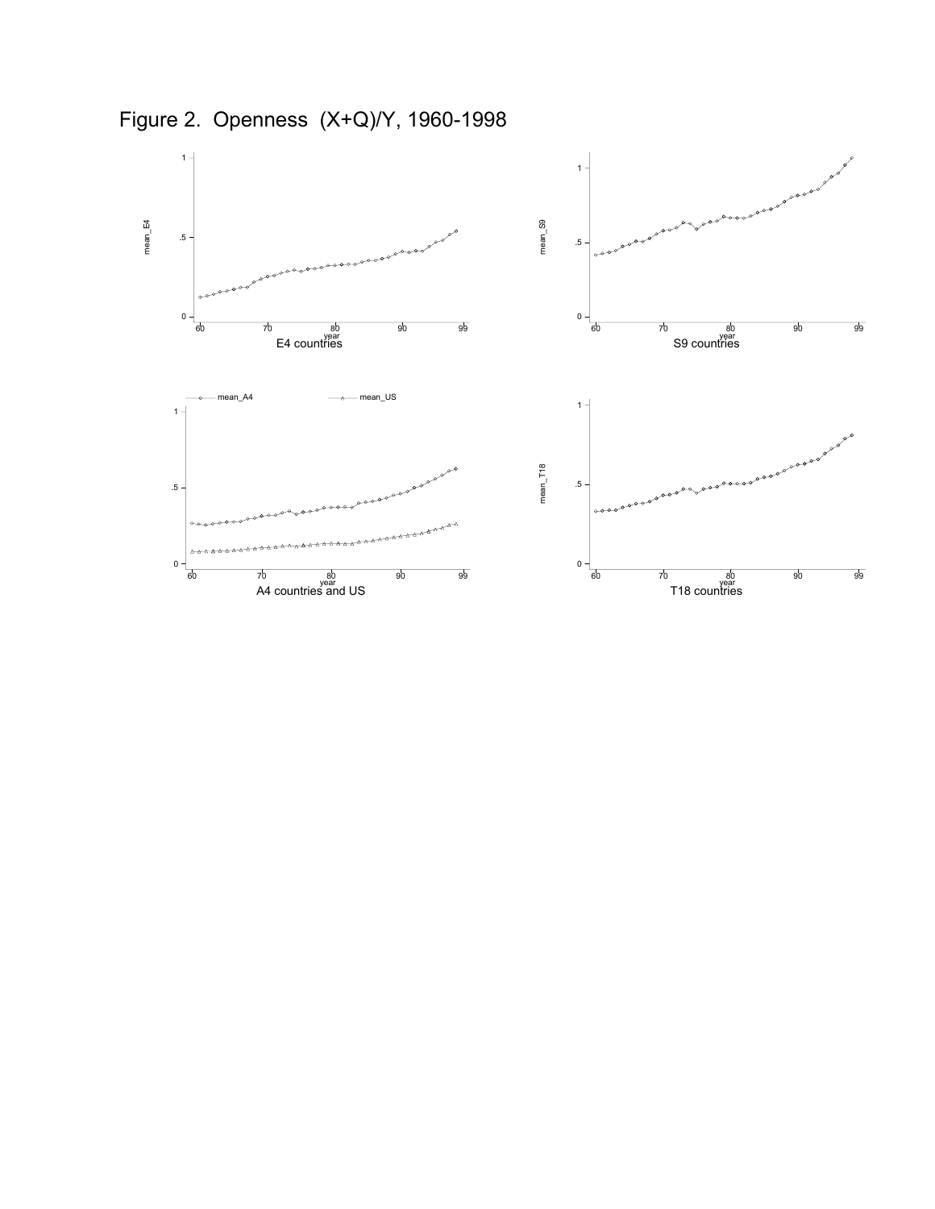Figure 2. Openness (X+Q)/Y, 1960-1998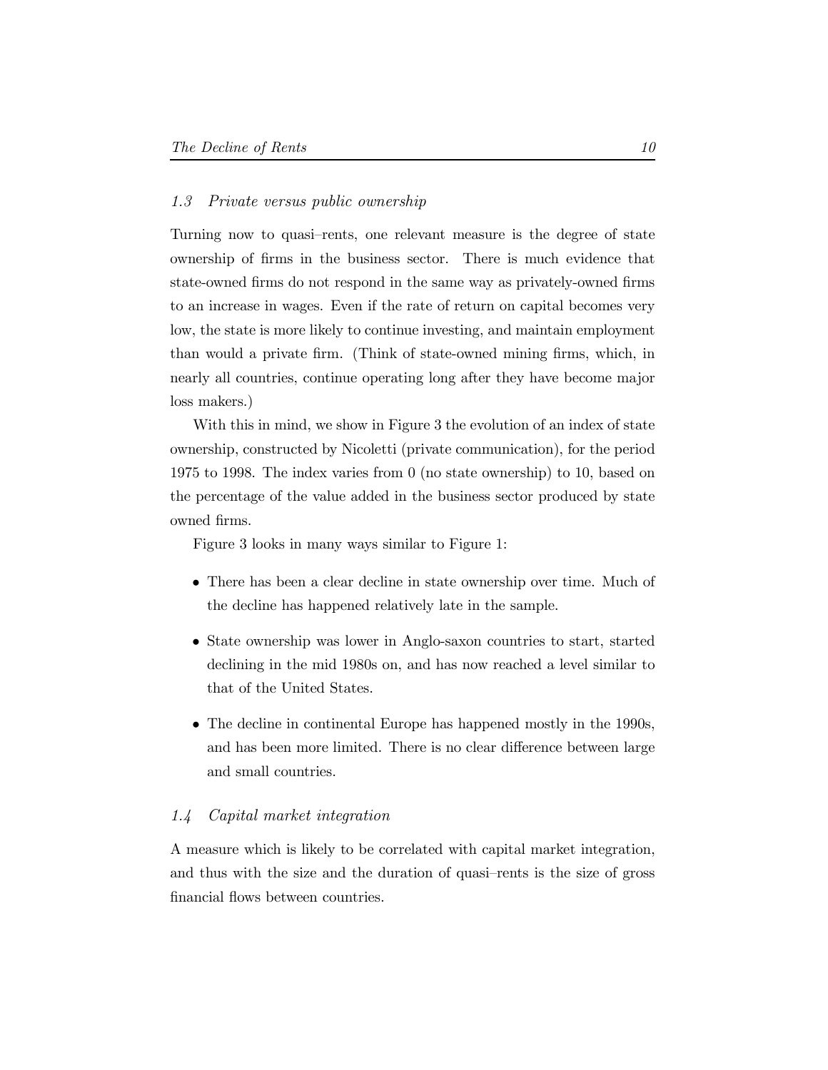### 1.3 Private versus public ownership

Turning now to quasi–rents, one relevant measure is the degree of state ownership of firms in the business sector. There is much evidence that state-owned firms do not respond in the same way as privately-owned firms to an increase in wages. Even if the rate of return on capital becomes very low, the state is more likely to continue investing, and maintain employment than would a private firm. (Think of state-owned mining firms, which, in nearly all countries, continue operating long after they have become major loss makers.)

With this in mind, we show in Figure 3 the evolution of an index of state ownership, constructed by Nicoletti (private communication), for the period 1975 to 1998. The index varies from 0 (no state ownership) to 10, based on the percentage of the value added in the business sector produced by state owned firms.

Figure 3 looks in many ways similar to Figure 1:

- There has been a clear decline in state ownership over time. Much of the decline has happened relatively late in the sample.
- State ownership was lower in Anglo-saxon countries to start, started declining in the mid 1980s on, and has now reached a level similar to that of the United States.
- The decline in continental Europe has happened mostly in the 1990s, and has been more limited. There is no clear difference between large and small countries.

### 1.4 Capital market integration

A measure which is likely to be correlated with capital market integration, and thus with the size and the duration of quasi–rents is the size of gross financial flows between countries.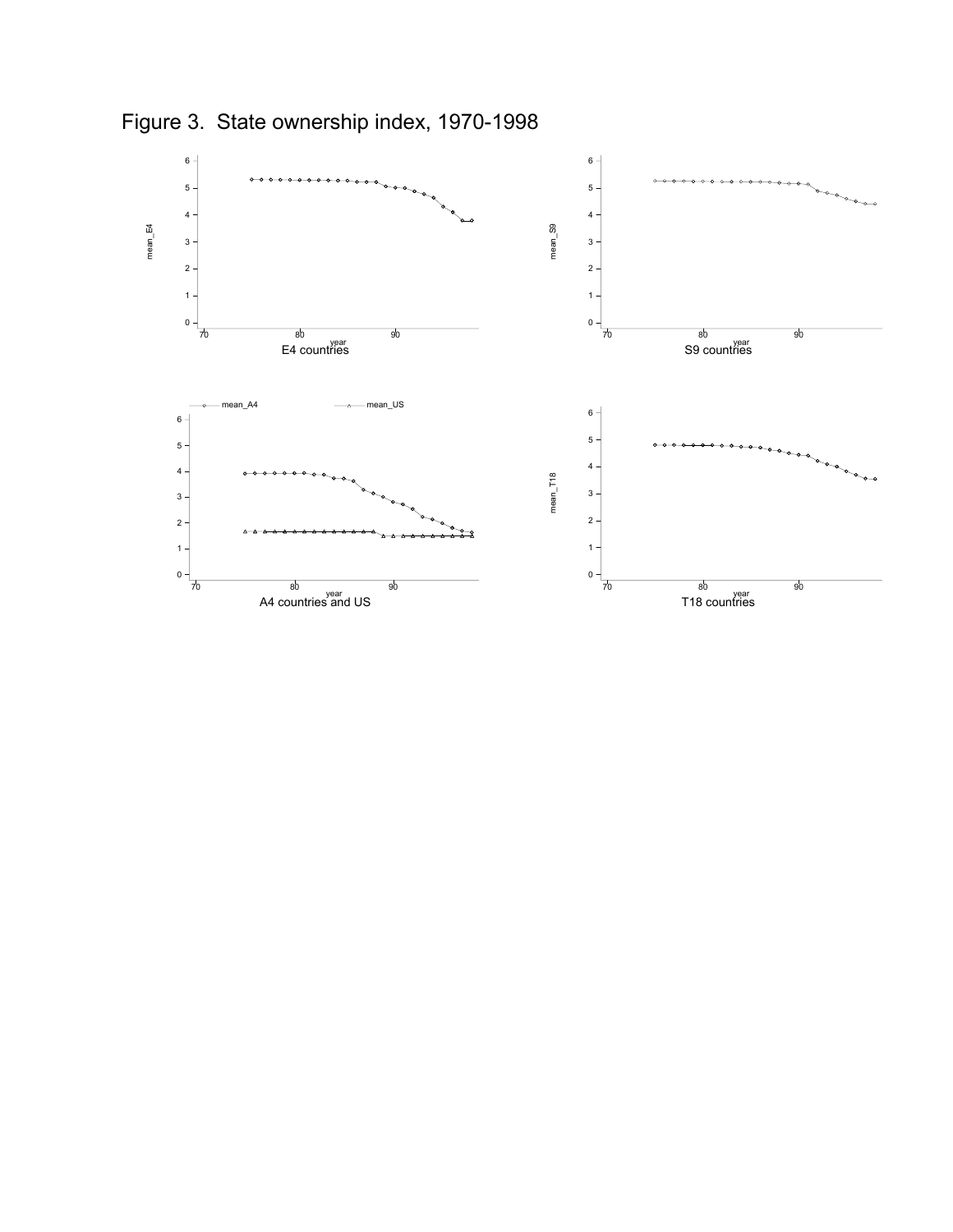# Figure 3. State ownership index, 1970-1998

E4 countries

S9 countries

A4 countries and US

T18 countries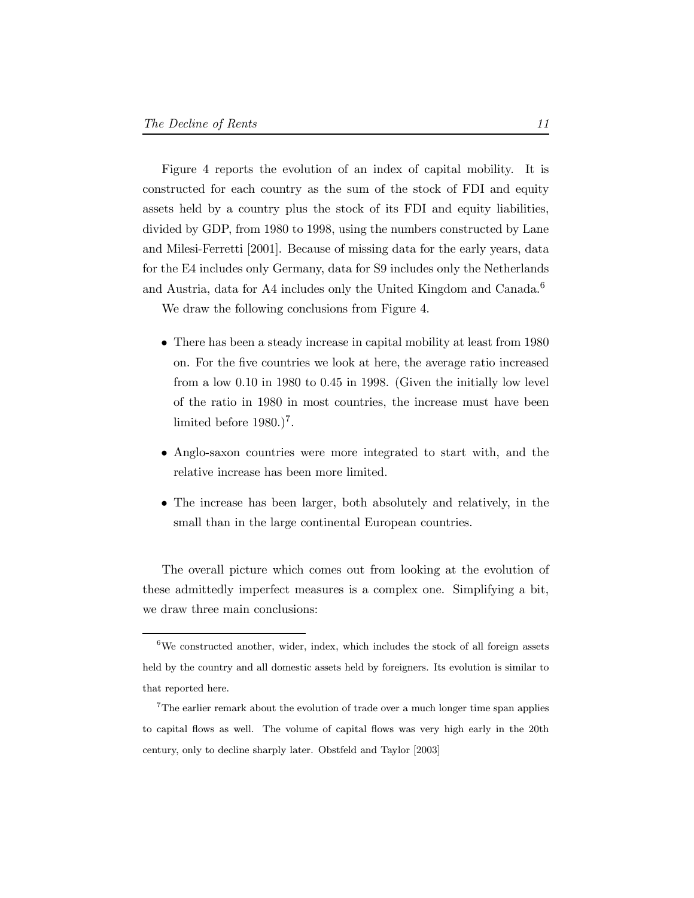Figure 4 reports the evolution of an index of capital mobility. It is constructed for each country as the sum of the stock of FDI and equity assets held by a country plus the stock of its FDI and equity liabilities, divided by GDP, from 1980 to 1998, using the numbers constructed by Lane and Milesi-Ferretti [2001]. Because of missing data for the early years, data for the E4 includes only Germany, data for S9 includes only the Netherlands and Austria, data for A4 includes only the United Kingdom and Canada.[6]

We draw the following conclusions from Figure 4.

- There has been a steady increase in capital mobility at least from 1980 on. For the five countries we look at here, the average ratio increased from a low 0.10 in 1980 to 0.45 in 1998. (Given the initially low level of the ratio in 1980 in most countries, the increase must have been limited before 1980.)[7].
- Anglo-saxon countries were more integrated to start with, and the relative increase has been more limited.
- The increase has been larger, both absolutely and relatively, in the small than in the large continental European countries.

The overall picture which comes out from looking at the evolution of these admittedly imperfect measures is a complex one. Simplifying a bit, we draw three main conclusions:

---

[6] We constructed another, wider, index, which includes the stock of all foreign assets held by the country and all domestic assets held by foreigners. Its evolution is similar to that reported here.

[7] The earlier remark about the evolution of trade over a much longer time span applies to capital flows as well. The volume of capital flows was very high early in the 20th century, only to decline sharply later. Obstfeld and Taylor [2003]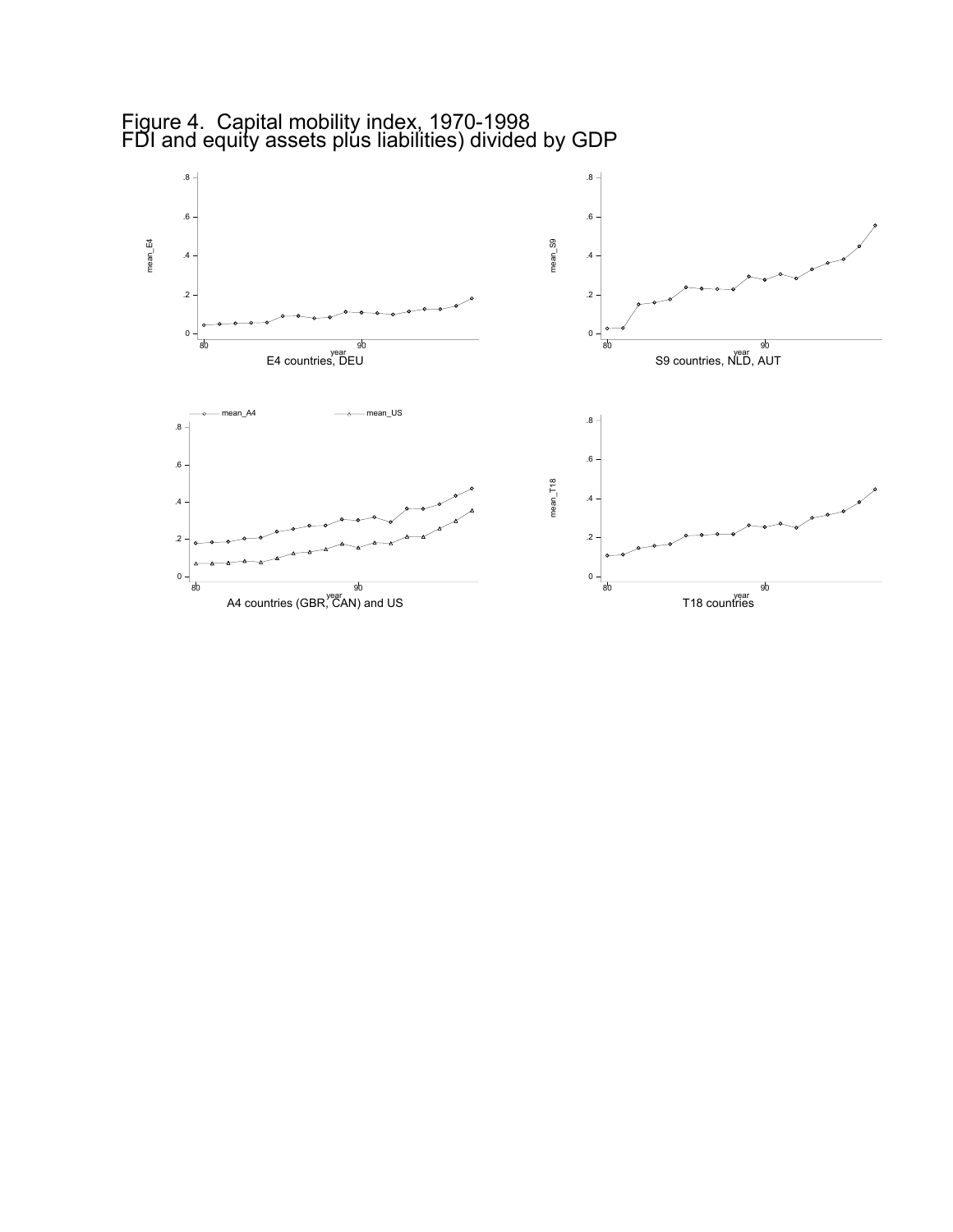# Figure 4. Capital mobility index, 1970-1998
# FDI and equity assets plus liabilities) divided by GDP

E4 countries, DEU

S9 countries, NLD, AUT

A4 countries (GBR, CAN) and US

T18 countries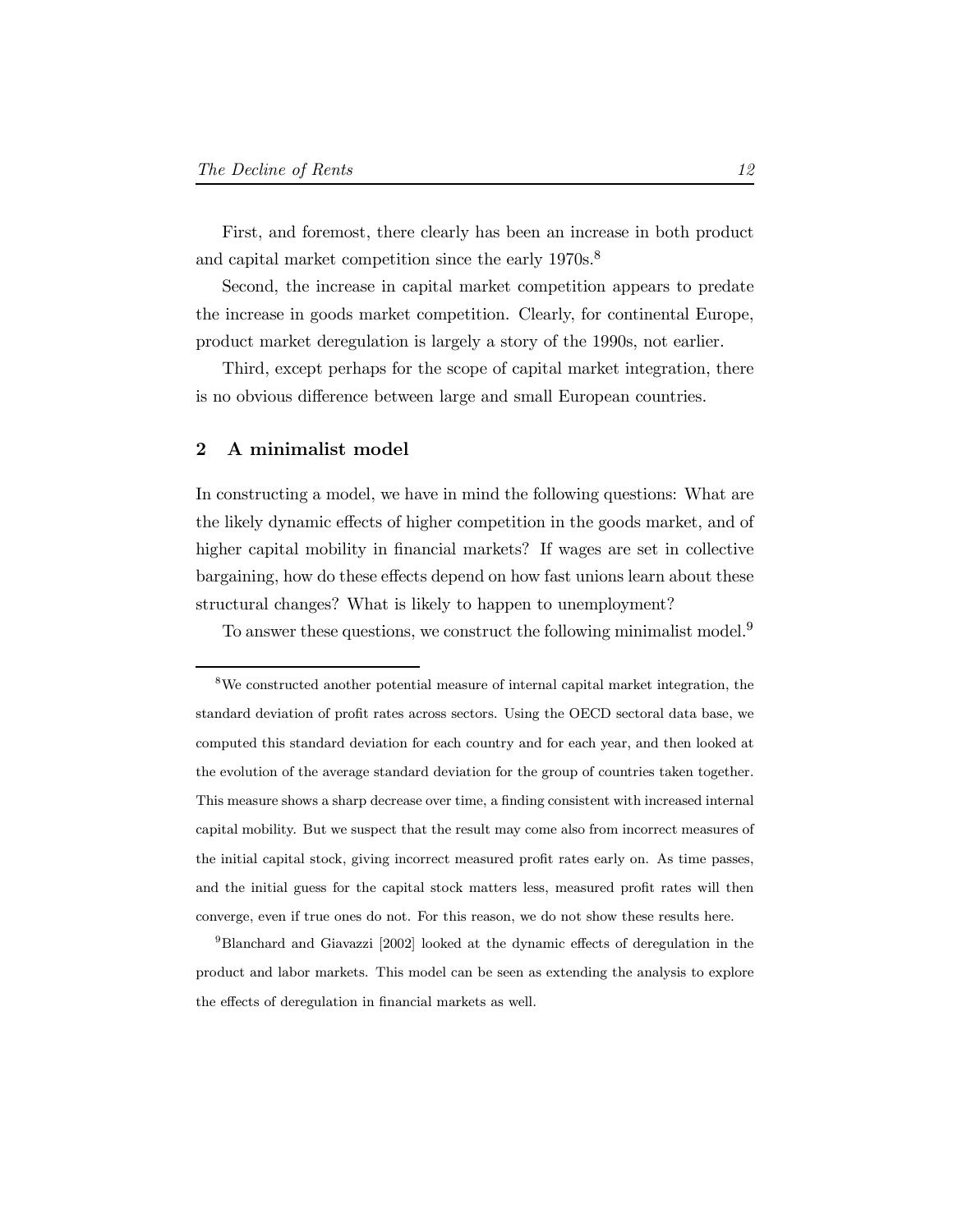First, and foremost, there clearly has been an increase in both product and capital market competition since the early 1970s.[8]

Second, the increase in capital market competition appears to predate the increase in goods market competition. Clearly, for continental Europe, product market deregulation is largely a story of the 1990s, not earlier.

Third, except perhaps for the scope of capital market integration, there is no obvious difference between large and small European countries.

## 2 A minimalist model

In constructing a model, we have in mind the following questions: What are the likely dynamic effects of higher competition in the goods market, and of higher capital mobility in financial markets? If wages are set in collective bargaining, how do these effects depend on how fast unions learn about these structural changes? What is likely to happen to unemployment?

To answer these questions, we construct the following minimalist model.[9]

---

[8] We constructed another potential measure of internal capital market integration, the standard deviation of profit rates across sectors. Using the OECD sectoral data base, we computed this standard deviation for each country and for each year, and then looked at the evolution of the average standard deviation for the group of countries taken together. This measure shows a sharp decrease over time, a finding consistent with increased internal capital mobility. But we suspect that the result may come also from incorrect measures of the initial capital stock, giving incorrect measured profit rates early on. As time passes, and the initial guess for the capital stock matters less, measured profit rates will then converge, even if true ones do not. For this reason, we do not show these results here.

[9] Blanchard and Giavazzi [2002] looked at the dynamic effects of deregulation in the product and labor markets. This model can be seen as extending the analysis to explore the effects of deregulation in financial markets as well.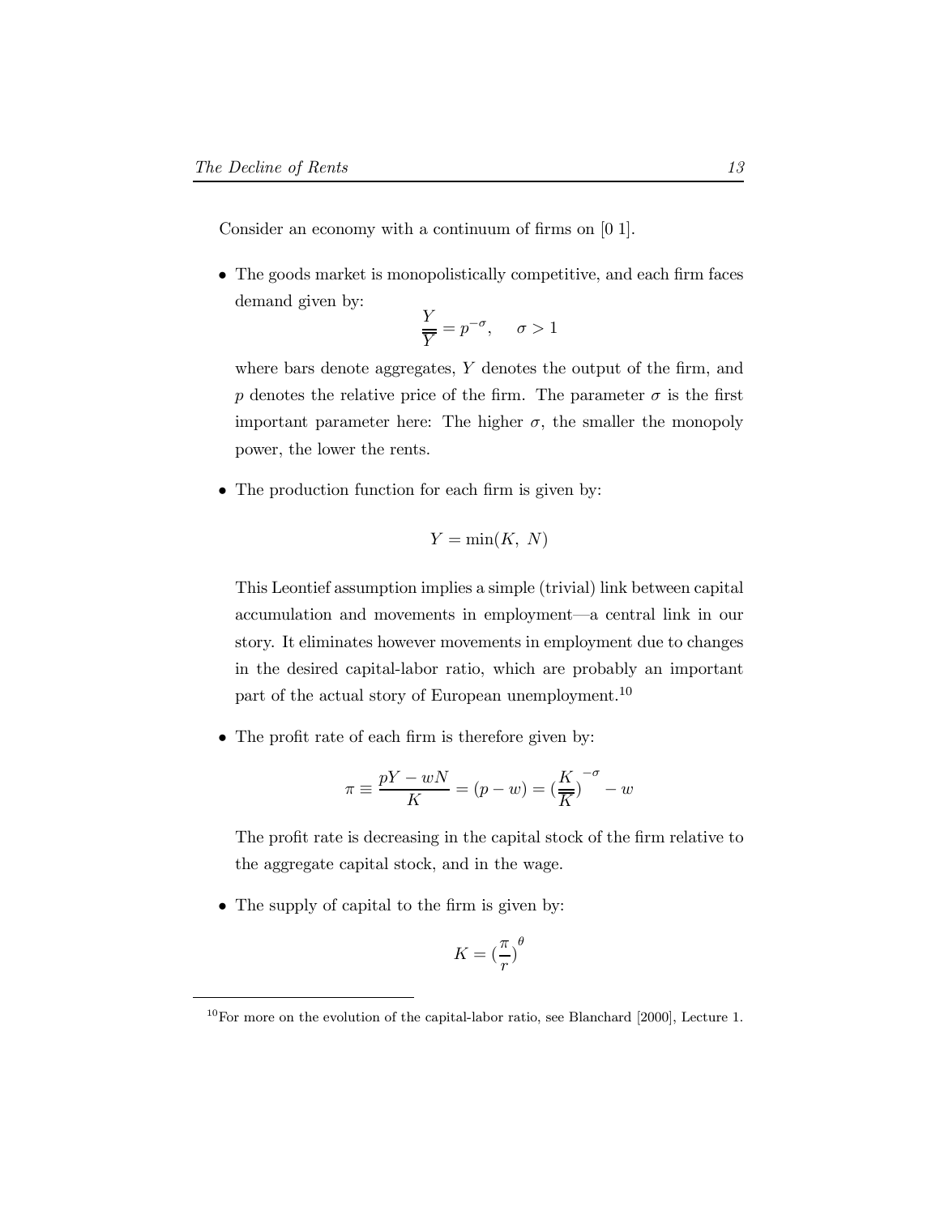Consider an economy with a continuum of firms on [0 1].

- The goods market is monopolistically competitive, and each firm faces demand given by:

$$\frac{Y}{\overline{\overline{Y}}} = p^{-\sigma}, \quad \sigma > 1$$

  where bars denote aggregates, $Y$ denotes the output of the firm, and $p$ denotes the relative price of the firm. The parameter $\sigma$ is the first important parameter here: The higher $\sigma$, the smaller the monopoly power, the lower the rents.

- The production function for each firm is given by:

$$Y = \min(K,\ N)$$

  This Leontief assumption implies a simple (trivial) link between capital accumulation and movements in employment—a central link in our story. It eliminates however movements in employment due to changes in the desired capital-labor ratio, which are probably an important part of the actual story of European unemployment.[10]

- The profit rate of each firm is therefore given by:

$$\pi \equiv \frac{pY - wN}{K} = (p - w) = (\frac{K}{\overline{\overline{K}}})^{-\sigma} - w$$

  The profit rate is decreasing in the capital stock of the firm relative to the aggregate capital stock, and in the wage.

- The supply of capital to the firm is given by:

$$K = (\frac{\pi}{r})^{\theta}$$

[10] For more on the evolution of the capital-labor ratio, see Blanchard [2000], Lecture 1.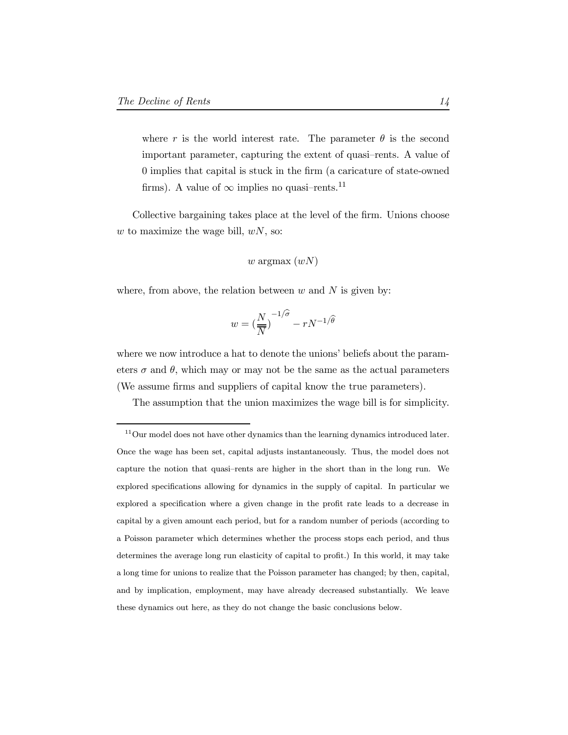where $r$ is the world interest rate. The parameter $\theta$ is the second important parameter, capturing the extent of quasi–rents. A value of 0 implies that capital is stuck in the firm (a caricature of state-owned firms). A value of $\infty$ implies no quasi–rents.[11]

Collective bargaining takes place at the level of the firm. Unions choose $w$ to maximize the wage bill, $wN$, so:

$$w \text{ argmax } (wN)$$

where, from above, the relation between $w$ and $N$ is given by:

$$w = (\frac{N}{\overline{\overline{N}}})^{-1/\widehat{\sigma}} - rN^{-1/\widehat{\theta}}$$

where we now introduce a hat to denote the unions' beliefs about the parameters $\sigma$ and $\theta$, which may or may not be the same as the actual parameters (We assume firms and suppliers of capital know the true parameters).

The assumption that the union maximizes the wage bill is for simplicity.

[11] Our model does not have other dynamics than the learning dynamics introduced later. Once the wage has been set, capital adjusts instantaneously. Thus, the model does not capture the notion that quasi–rents are higher in the short than in the long run. We explored specifications allowing for dynamics in the supply of capital. In particular we explored a specification where a given change in the profit rate leads to a decrease in capital by a given amount each period, but for a random number of periods (according to a Poisson parameter which determines whether the process stops each period, and thus determines the average long run elasticity of capital to profit.) In this world, it may take a long time for unions to realize that the Poisson parameter has changed; by then, capital, and by implication, employment, may have already decreased substantially. We leave these dynamics out here, as they do not change the basic conclusions below.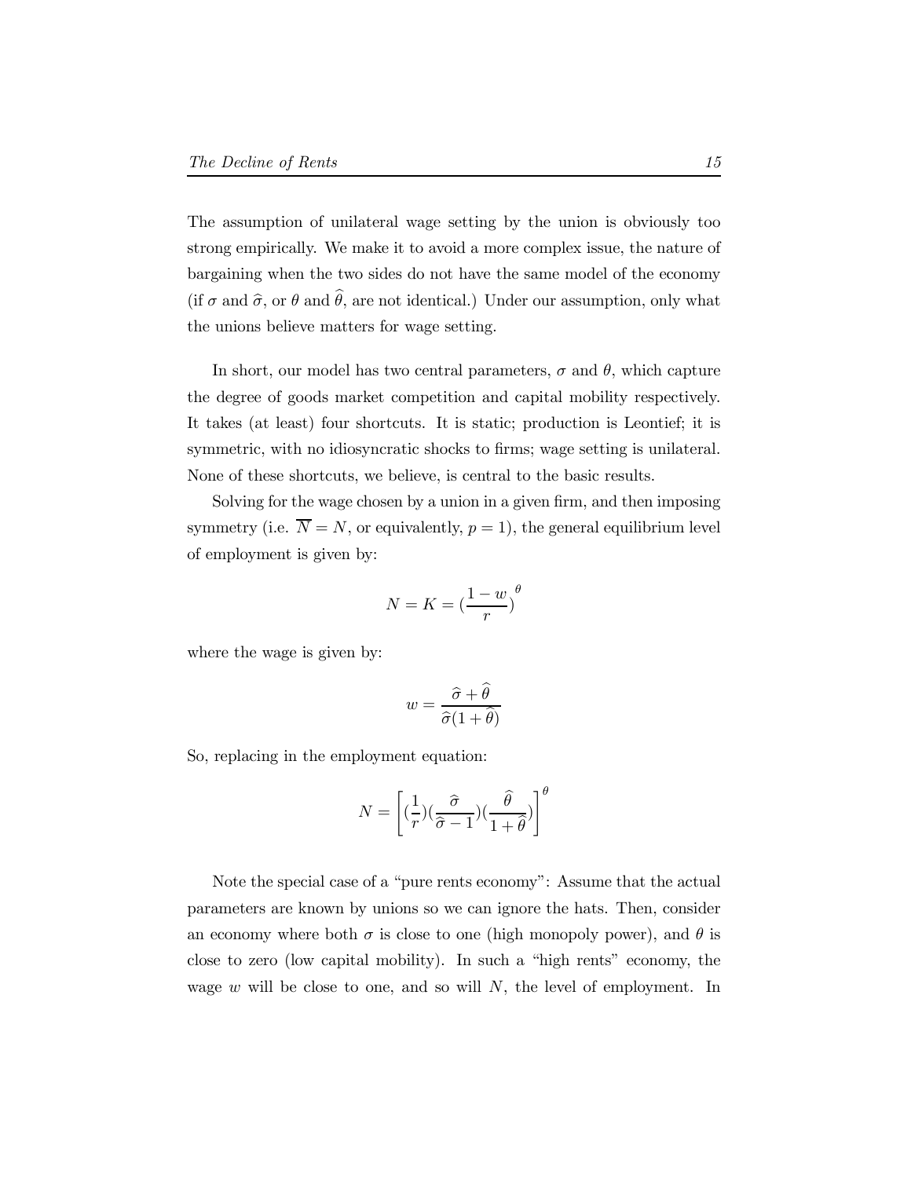The assumption of unilateral wage setting by the union is obviously too strong empirically. We make it to avoid a more complex issue, the nature of bargaining when the two sides do not have the same model of the economy (if $\sigma$ and $\widehat{\sigma}$, or $\theta$ and $\widehat{\theta}$, are not identical.) Under our assumption, only what the unions believe matters for wage setting.

In short, our model has two central parameters, $\sigma$ and $\theta$, which capture the degree of goods market competition and capital mobility respectively. It takes (at least) four shortcuts. It is static; production is Leontief; it is symmetric, with no idiosyncratic shocks to firms; wage setting is unilateral. None of these shortcuts, we believe, is central to the basic results.

Solving for the wage chosen by a union in a given firm, and then imposing symmetry (i.e. $\overline{N} = N$, or equivalently, $p = 1$), the general equilibrium level of employment is given by:

$$N = K = (\frac{1-w}{r})^{\theta}$$

where the wage is given by:

$$w = \frac{\widehat{\sigma} + \widehat{\theta}}{\widehat{\sigma}(1 + \widehat{\theta})}$$

So, replacing in the employment equation:

$$N = \left[ (\frac{1}{r})(\frac{\widehat{\sigma}}{\widehat{\sigma} - 1})(\frac{\widehat{\theta}}{1 + \widehat{\theta}}) \right]^{\theta}$$

Note the special case of a "pure rents economy": Assume that the actual parameters are known by unions so we can ignore the hats. Then, consider an economy where both $\sigma$ is close to one (high monopoly power), and $\theta$ is close to zero (low capital mobility). In such a "high rents" economy, the wage $w$ will be close to one, and so will $N$, the level of employment. In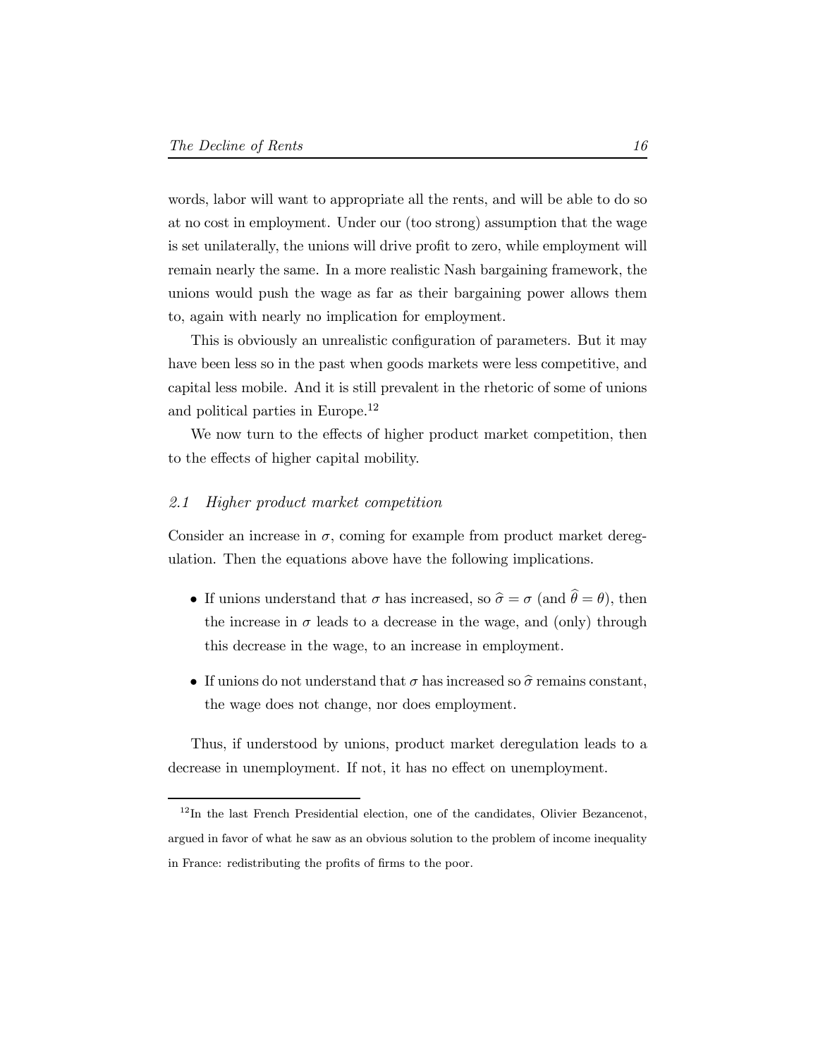words, labor will want to appropriate all the rents, and will be able to do so at no cost in employment. Under our (too strong) assumption that the wage is set unilaterally, the unions will drive profit to zero, while employment will remain nearly the same. In a more realistic Nash bargaining framework, the unions would push the wage as far as their bargaining power allows them to, again with nearly no implication for employment.

This is obviously an unrealistic configuration of parameters. But it may have been less so in the past when goods markets were less competitive, and capital less mobile. And it is still prevalent in the rhetoric of some of unions and political parties in Europe.[12]

We now turn to the effects of higher product market competition, then to the effects of higher capital mobility.

### *2.1 Higher product market competition*

Consider an increase in $\sigma$, coming for example from product market deregulation. Then the equations above have the following implications.

- If unions understand that $\sigma$ has increased, so $\widehat{\sigma} = \sigma$ (and $\widehat{\theta} = \theta$), then the increase in $\sigma$ leads to a decrease in the wage, and (only) through this decrease in the wage, to an increase in employment.
- If unions do not understand that $\sigma$ has increased so $\widehat{\sigma}$ remains constant, the wage does not change, nor does employment.

Thus, if understood by unions, product market deregulation leads to a decrease in unemployment. If not, it has no effect on unemployment.

[12] In the last French Presidential election, one of the candidates, Olivier Bezancenot, argued in favor of what he saw as an obvious solution to the problem of income inequality in France: redistributing the profits of firms to the poor.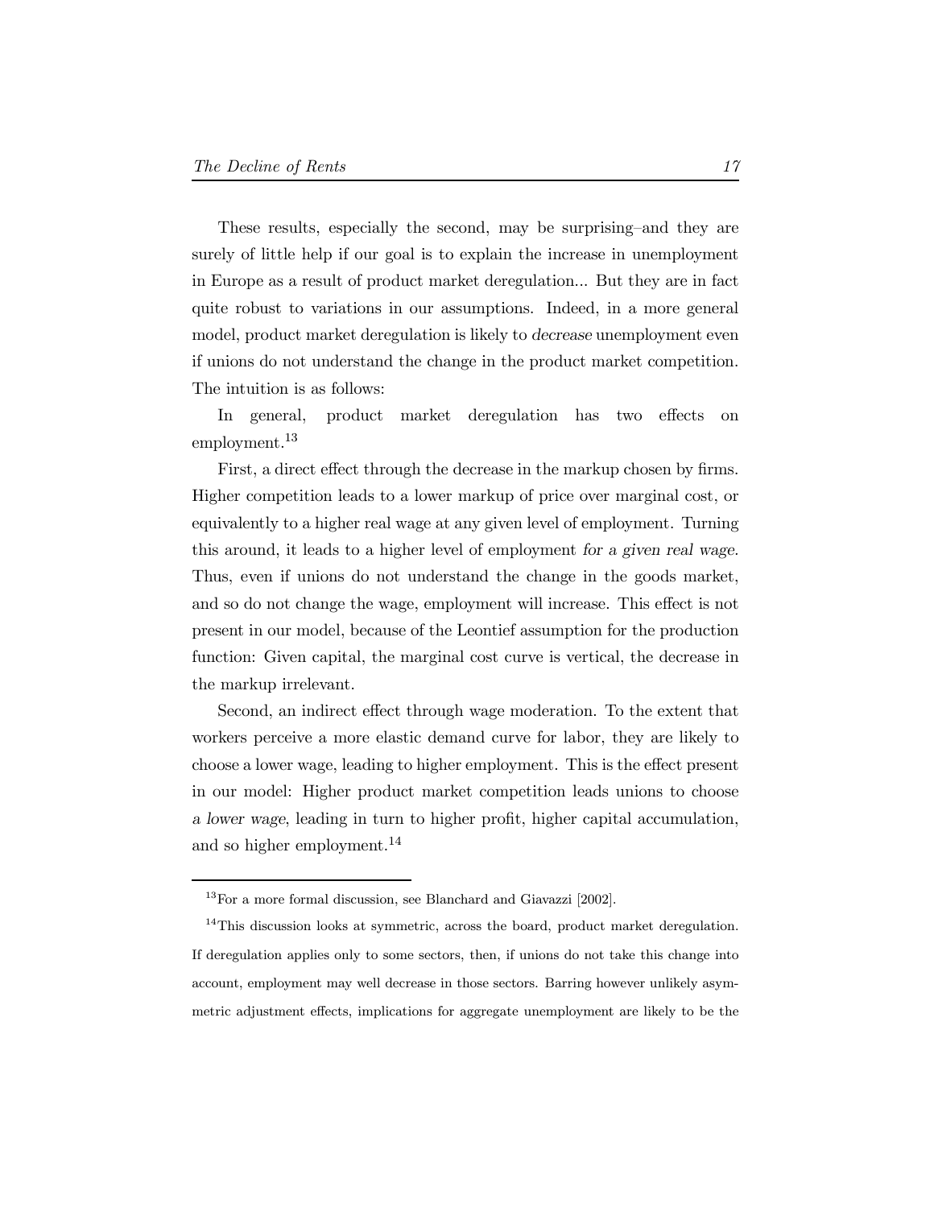These results, especially the second, may be surprising–and they are surely of little help if our goal is to explain the increase in unemployment in Europe as a result of product market deregulation... But they are in fact quite robust to variations in our assumptions. Indeed, in a more general model, product market deregulation is likely to *decrease* unemployment even if unions do not understand the change in the product market competition. The intuition is as follows:

In general, product market deregulation has two effects on employment.[13]

First, a direct effect through the decrease in the markup chosen by firms. Higher competition leads to a lower markup of price over marginal cost, or equivalently to a higher real wage at any given level of employment. Turning this around, it leads to a higher level of employment *for a given real wage*. Thus, even if unions do not understand the change in the goods market, and so do not change the wage, employment will increase. This effect is not present in our model, because of the Leontief assumption for the production function: Given capital, the marginal cost curve is vertical, the decrease in the markup irrelevant.

Second, an indirect effect through wage moderation. To the extent that workers perceive a more elastic demand curve for labor, they are likely to choose a lower wage, leading to higher employment. This is the effect present in our model: Higher product market competition leads unions to choose *a lower wage*, leading in turn to higher profit, higher capital accumulation, and so higher employment.[14]

---

[13] For a more formal discussion, see Blanchard and Giavazzi [2002].

[14] This discussion looks at symmetric, across the board, product market deregulation. If deregulation applies only to some sectors, then, if unions do not take this change into account, employment may well decrease in those sectors. Barring however unlikely asymmetric adjustment effects, implications for aggregate unemployment are likely to be the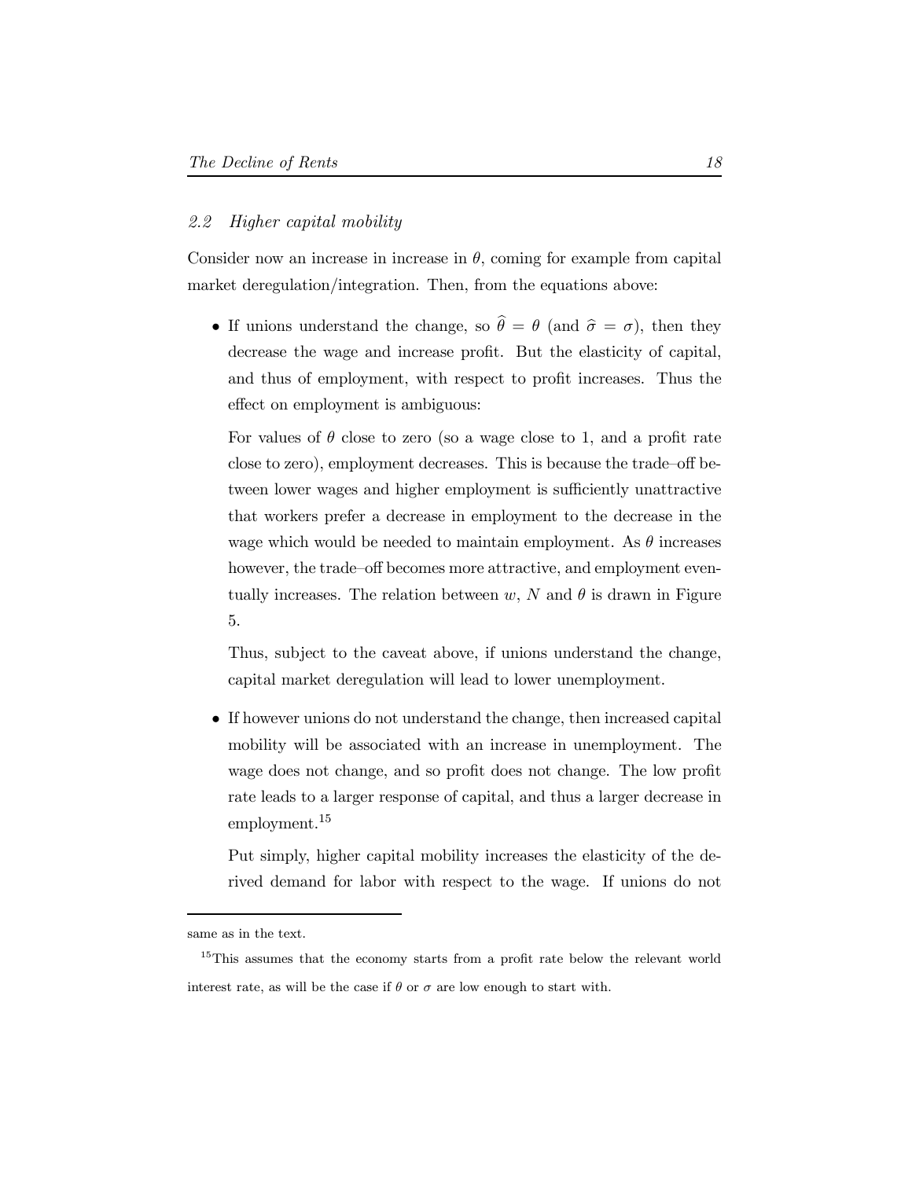### 2.2 *Higher capital mobility*

Consider now an increase in increase in $\theta$, coming for example from capital market deregulation/integration. Then, from the equations above:

- If unions understand the change, so $\widehat{\theta} = \theta$ (and $\widehat{\sigma} = \sigma$), then they decrease the wage and increase profit. But the elasticity of capital, and thus of employment, with respect to profit increases. Thus the effect on employment is ambiguous:

  For values of $\theta$ close to zero (so a wage close to 1, and a profit rate close to zero), employment decreases. This is because the trade–off between lower wages and higher employment is sufficiently unattractive that workers prefer a decrease in employment to the decrease in the wage which would be needed to maintain employment. As $\theta$ increases however, the trade–off becomes more attractive, and employment eventually increases. The relation between $w$, $N$ and $\theta$ is drawn in Figure 5.

  Thus, subject to the caveat above, if unions understand the change, capital market deregulation will lead to lower unemployment.

- If however unions do not understand the change, then increased capital mobility will be associated with an increase in unemployment. The wage does not change, and so profit does not change. The low profit rate leads to a larger response of capital, and thus a larger decrease in employment.[15]

  Put simply, higher capital mobility increases the elasticity of the derived demand for labor with respect to the wage. If unions do not

---

same as in the text.

[15] This assumes that the economy starts from a profit rate below the relevant world interest rate, as will be the case if $\theta$ or $\sigma$ are low enough to start with.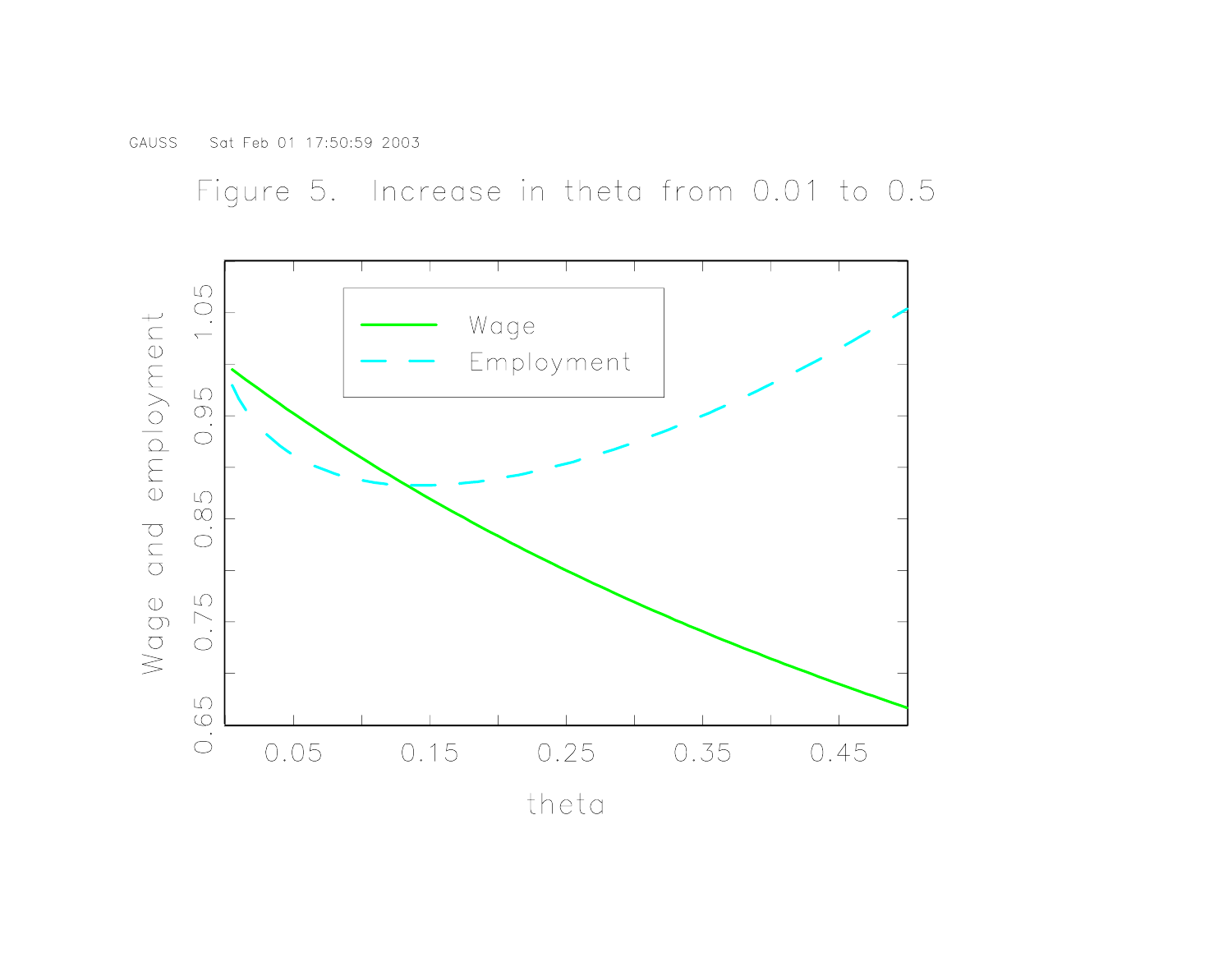GAUSS Sat Feb 01 17:50:59 2003

Figure 5. Increase in theta from 0.01 to 0.5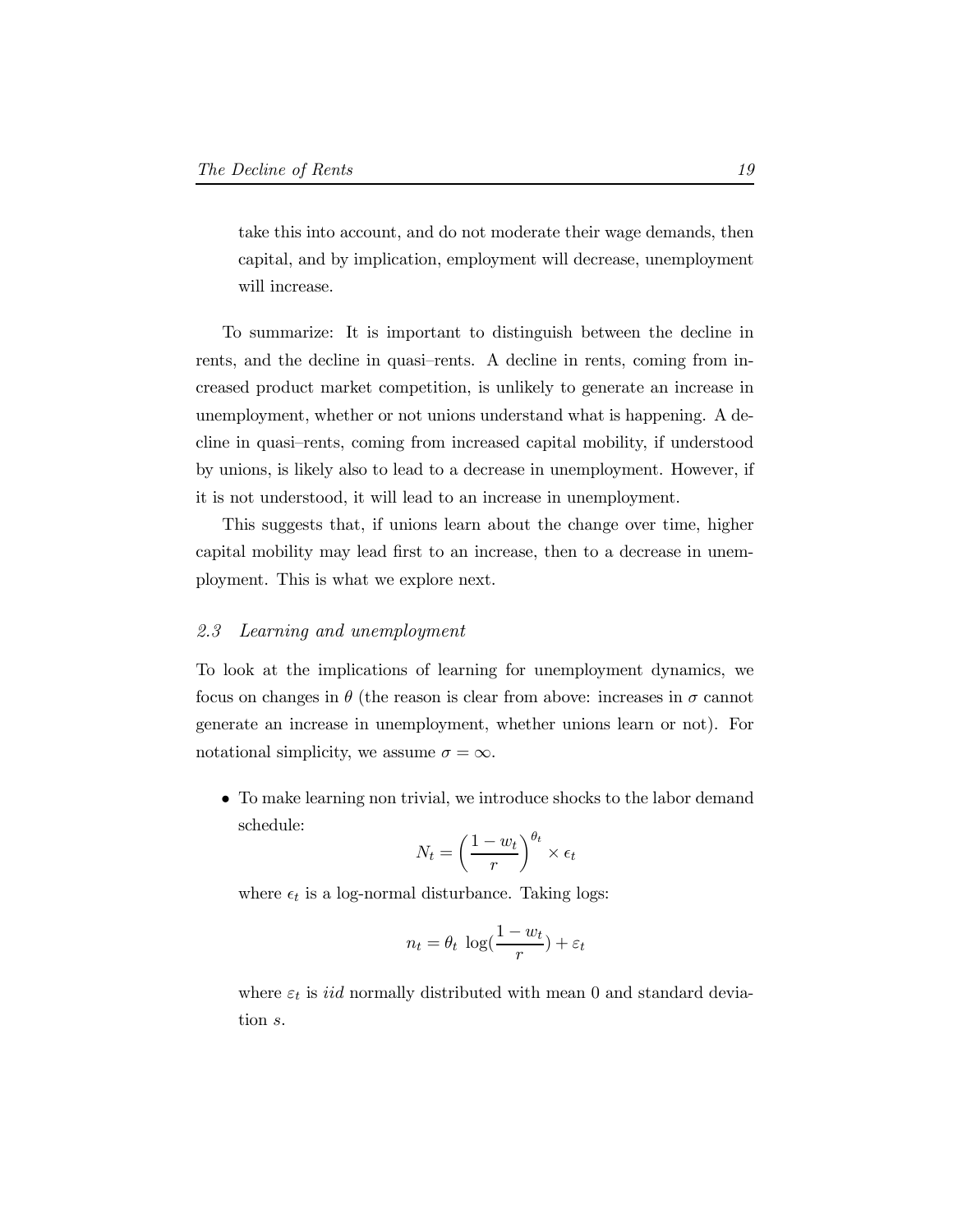take this into account, and do not moderate their wage demands, then capital, and by implication, employment will decrease, unemployment will increase.

To summarize: It is important to distinguish between the decline in rents, and the decline in quasi–rents. A decline in rents, coming from increased product market competition, is unlikely to generate an increase in unemployment, whether or not unions understand what is happening. A decline in quasi–rents, coming from increased capital mobility, if understood by unions, is likely also to lead to a decrease in unemployment. However, if it is not understood, it will lead to an increase in unemployment.

This suggests that, if unions learn about the change over time, higher capital mobility may lead first to an increase, then to a decrease in unemployment. This is what we explore next.

### *2.3 Learning and unemployment*

To look at the implications of learning for unemployment dynamics, we focus on changes in $\theta$ (the reason is clear from above: increases in $\sigma$ cannot generate an increase in unemployment, whether unions learn or not). For notational simplicity, we assume $\sigma = \infty$.

- To make learning non trivial, we introduce shocks to the labor demand schedule:

$$N_t = \left(\frac{1 - w_t}{r}\right)^{\theta_t} \times \epsilon_t$$

where $\epsilon_t$ is a log-normal disturbance. Taking logs:

$$n_t = \theta_t \, \log(\frac{1 - w_t}{r}) + \varepsilon_t$$

where $\varepsilon_t$ is *iid* normally distributed with mean 0 and standard deviation $s$.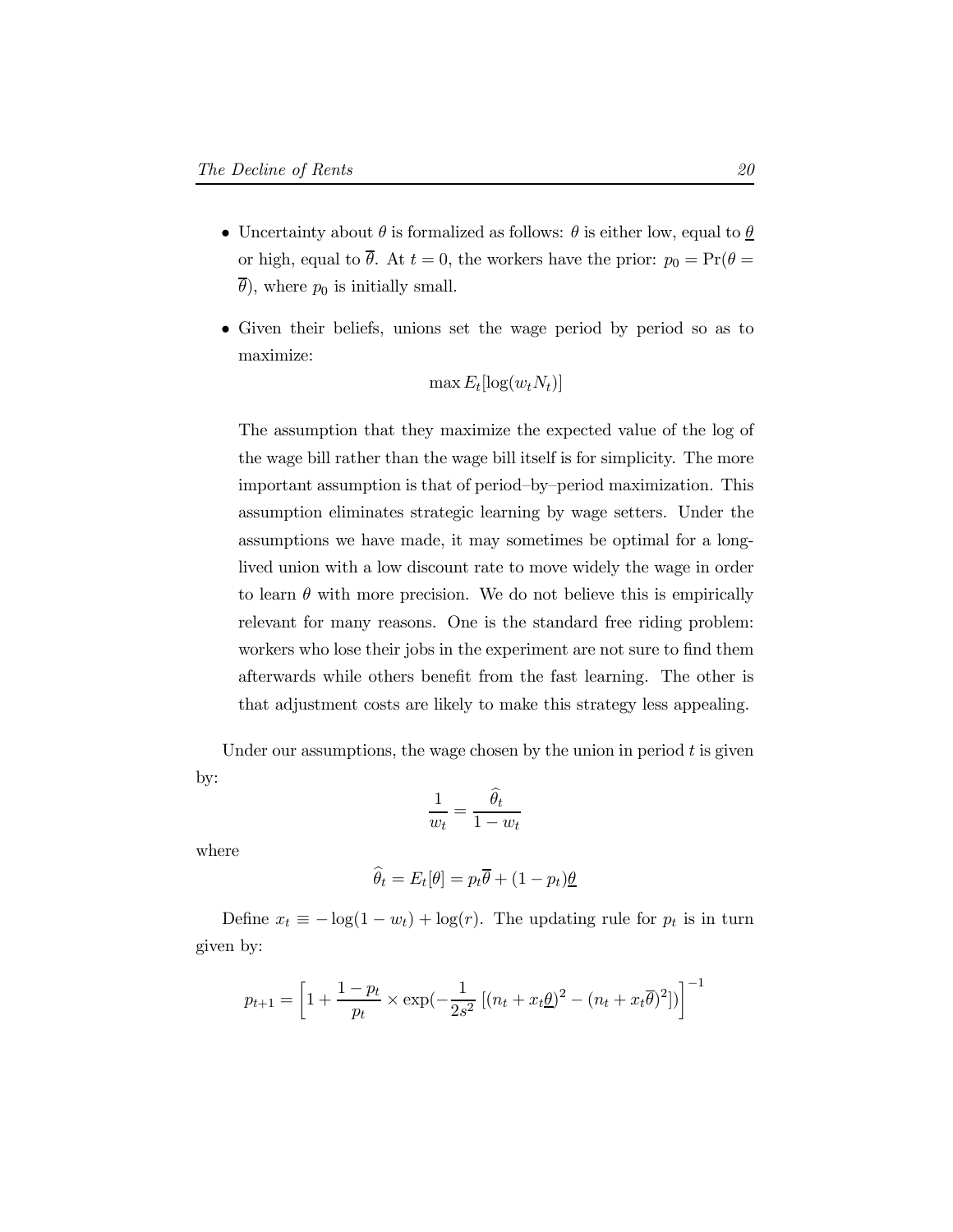- Uncertainty about $\theta$ is formalized as follows: $\theta$ is either low, equal to $\underline{\theta}$ or high, equal to $\overline{\theta}$. At $t = 0$, the workers have the prior: $p_0 = \Pr(\theta = \overline{\theta})$, where $p_0$ is initially small.

- Given their beliefs, unions set the wage period by period so as to maximize:

$$\max E_t[\log(w_t N_t)]$$

  The assumption that they maximize the expected value of the log of the wage bill rather than the wage bill itself is for simplicity. The more important assumption is that of period–by–period maximization. This assumption eliminates strategic learning by wage setters. Under the assumptions we have made, it may sometimes be optimal for a long-lived union with a low discount rate to move widely the wage in order to learn $\theta$ with more precision. We do not believe this is empirically relevant for many reasons. One is the standard free riding problem: workers who lose their jobs in the experiment are not sure to find them afterwards while others benefit from the fast learning. The other is that adjustment costs are likely to make this strategy less appealing.

Under our assumptions, the wage chosen by the union in period $t$ is given by:

$$\frac{1}{w_t} = \frac{\widehat{\theta}_t}{1 - w_t}$$

where

$$\widehat{\theta}_t = E_t[\theta] = p_t \overline{\theta} + (1 - p_t)\underline{\theta}$$

Define $x_t \equiv -\log(1 - w_t) + \log(r)$. The updating rule for $p_t$ is in turn given by:

$$p_{t+1} = \left[1 + \frac{1 - p_t}{p_t} \times \exp(-\frac{1}{2s^2}\left[(n_t + x_t\underline{\theta})^2 - (n_t + x_t\overline{\theta})^2\right])\right]^{-1}$$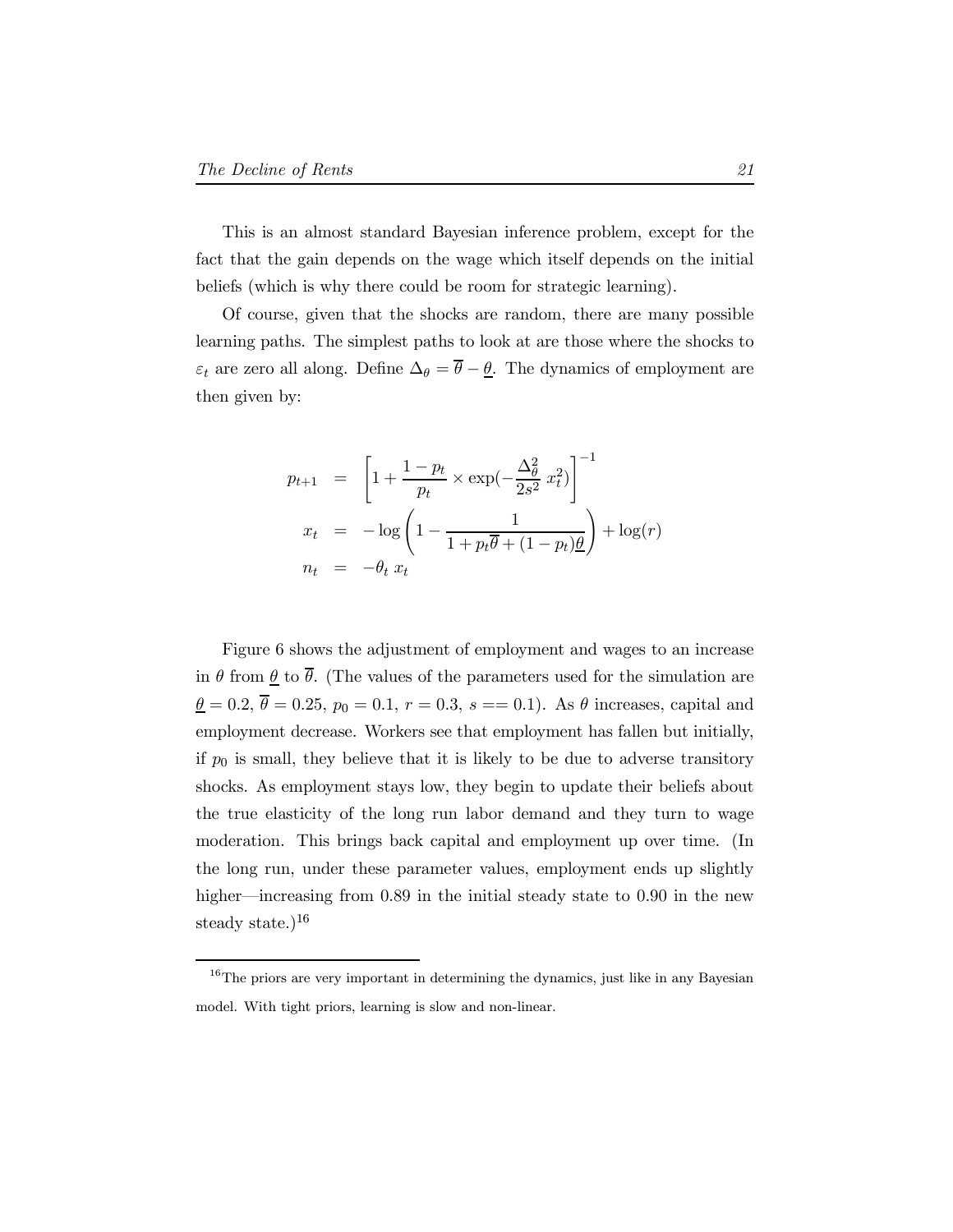This is an almost standard Bayesian inference problem, except for the fact that the gain depends on the wage which itself depends on the initial beliefs (which is why there could be room for strategic learning).

Of course, given that the shocks are random, there are many possible learning paths. The simplest paths to look at are those where the shocks to $\varepsilon_t$ are zero all along. Define $\Delta_\theta = \overline{\theta} - \underline{\theta}$. The dynamics of employment are then given by:

$$
\begin{aligned}
p_{t+1} &= \left[1 + \frac{1-p_t}{p_t} \times \exp(-\frac{\Delta_\theta^2}{2s^2}\, x_t^2)\right]^{-1} \\
x_t &= -\log\left(1 - \frac{1}{1 + p_t\overline{\theta} + (1-p_t)\underline{\theta}}\right) + \log(r) \\
n_t &= -\theta_t\, x_t
\end{aligned}
$$

Figure 6 shows the adjustment of employment and wages to an increase in $\theta$ from $\underline{\theta}$ to $\overline{\theta}$. (The values of the parameters used for the simulation are $\underline{\theta} = 0.2$, $\overline{\theta} = 0.25$, $p_0 = 0.1$, $r = 0.3$, $s == 0.1$). As $\theta$ increases, capital and employment decrease. Workers see that employment has fallen but initially, if $p_0$ is small, they believe that it is likely to be due to adverse transitory shocks. As employment stays low, they begin to update their beliefs about the true elasticity of the long run labor demand and they turn to wage moderation. This brings back capital and employment up over time. (In the long run, under these parameter values, employment ends up slightly higher—increasing from 0.89 in the initial steady state to 0.90 in the new steady state.)[16]

[16] The priors are very important in determining the dynamics, just like in any Bayesian model. With tight priors, learning is slow and non-linear.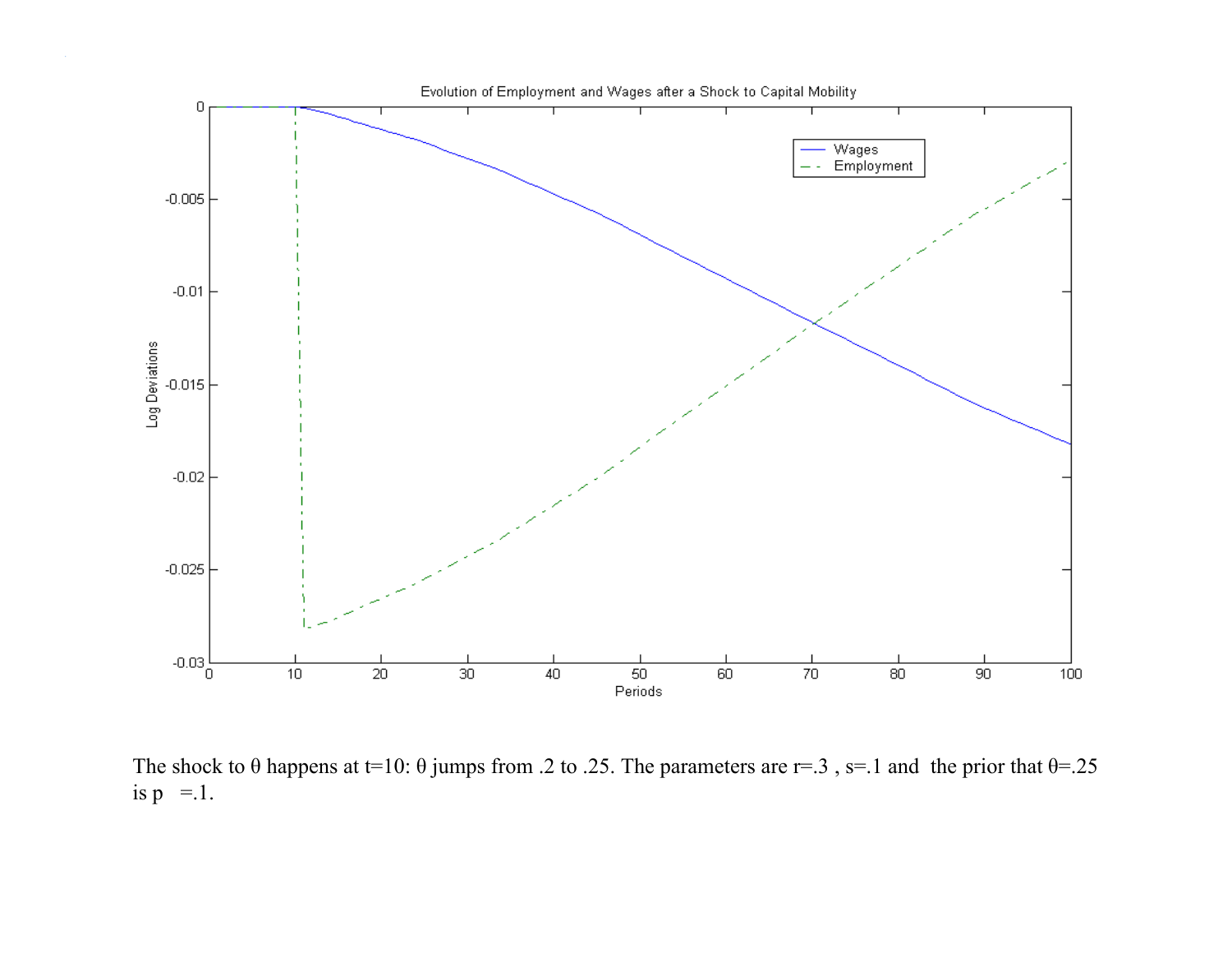The shock to $\theta$ happens at t=10: $\theta$ jumps from .2 to .25. The parameters are r=.3 , s=.1 and the prior that $\theta$=.25 is p =.1.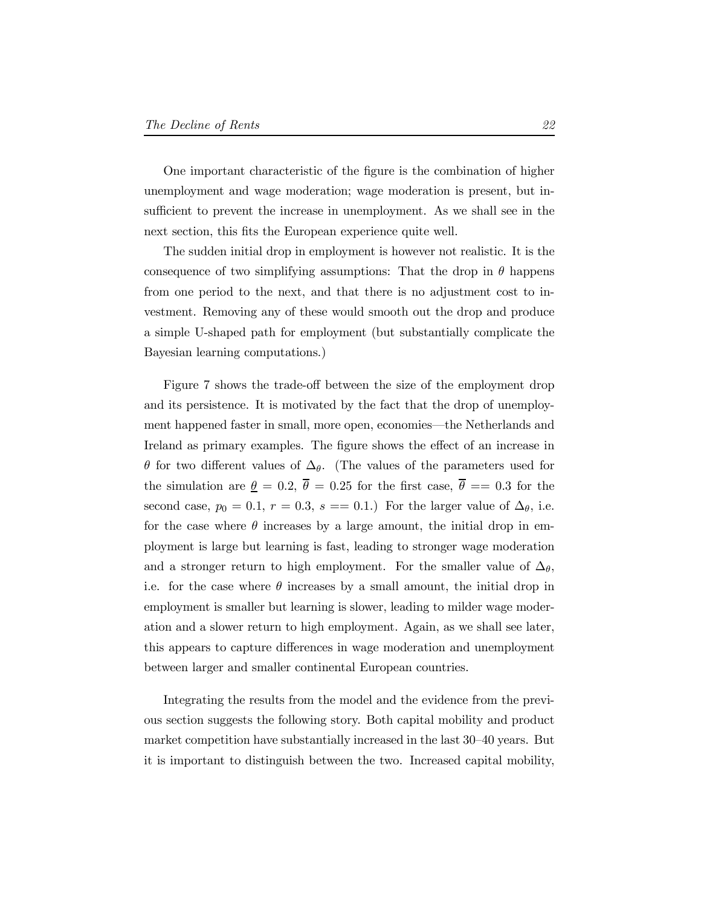One important characteristic of the figure is the combination of higher unemployment and wage moderation; wage moderation is present, but insufficient to prevent the increase in unemployment. As we shall see in the next section, this fits the European experience quite well.

The sudden initial drop in employment is however not realistic. It is the consequence of two simplifying assumptions: That the drop in $\theta$ happens from one period to the next, and that there is no adjustment cost to investment. Removing any of these would smooth out the drop and produce a simple U-shaped path for employment (but substantially complicate the Bayesian learning computations.)

Figure 7 shows the trade-off between the size of the employment drop and its persistence. It is motivated by the fact that the drop of unemployment happened faster in small, more open, economies—the Netherlands and Ireland as primary examples. The figure shows the effect of an increase in $\theta$ for two different values of $\Delta_\theta$. (The values of the parameters used for the simulation are $\underline{\theta} = 0.2$, $\overline{\theta} = 0.25$ for the first case, $\overline{\theta} == 0.3$ for the second case, $p_0 = 0.1$, $r = 0.3$, $s == 0.1$.) For the larger value of $\Delta_\theta$, i.e. for the case where $\theta$ increases by a large amount, the initial drop in employment is large but learning is fast, leading to stronger wage moderation and a stronger return to high employment. For the smaller value of $\Delta_\theta$, i.e. for the case where $\theta$ increases by a small amount, the initial drop in employment is smaller but learning is slower, leading to milder wage moderation and a slower return to high employment. Again, as we shall see later, this appears to capture differences in wage moderation and unemployment between larger and smaller continental European countries.

Integrating the results from the model and the evidence from the previous section suggests the following story. Both capital mobility and product market competition have substantially increased in the last 30–40 years. But it is important to distinguish between the two. Increased capital mobility,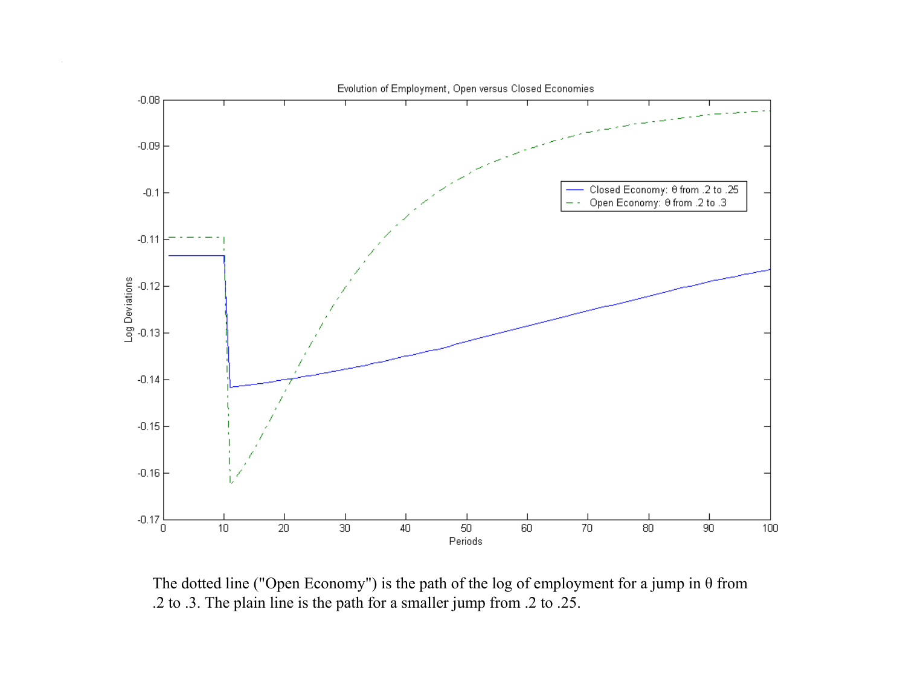The dotted line ("Open Economy") is the path of the log of employment for a jump in θ from .2 to .3. The plain line is the path for a smaller jump from .2 to .25.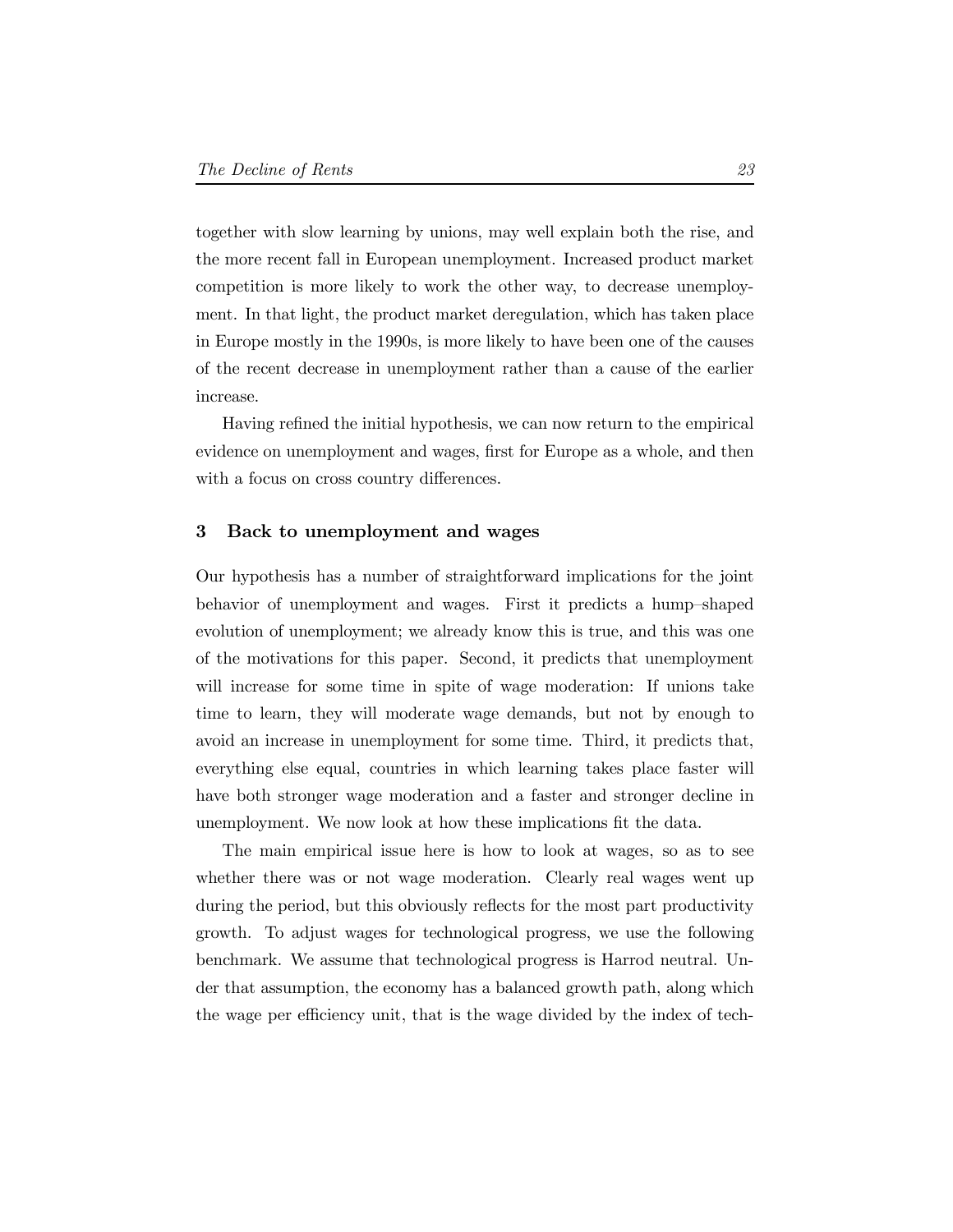together with slow learning by unions, may well explain both the rise, and the more recent fall in European unemployment. Increased product market competition is more likely to work the other way, to decrease unemployment. In that light, the product market deregulation, which has taken place in Europe mostly in the 1990s, is more likely to have been one of the causes of the recent decrease in unemployment rather than a cause of the earlier increase.

Having refined the initial hypothesis, we can now return to the empirical evidence on unemployment and wages, first for Europe as a whole, and then with a focus on cross country differences.

## 3 Back to unemployment and wages

Our hypothesis has a number of straightforward implications for the joint behavior of unemployment and wages. First it predicts a hump–shaped evolution of unemployment; we already know this is true, and this was one of the motivations for this paper. Second, it predicts that unemployment will increase for some time in spite of wage moderation: If unions take time to learn, they will moderate wage demands, but not by enough to avoid an increase in unemployment for some time. Third, it predicts that, everything else equal, countries in which learning takes place faster will have both stronger wage moderation and a faster and stronger decline in unemployment. We now look at how these implications fit the data.

The main empirical issue here is how to look at wages, so as to see whether there was or not wage moderation. Clearly real wages went up during the period, but this obviously reflects for the most part productivity growth. To adjust wages for technological progress, we use the following benchmark. We assume that technological progress is Harrod neutral. Under that assumption, the economy has a balanced growth path, along which the wage per efficiency unit, that is the wage divided by the index of tech-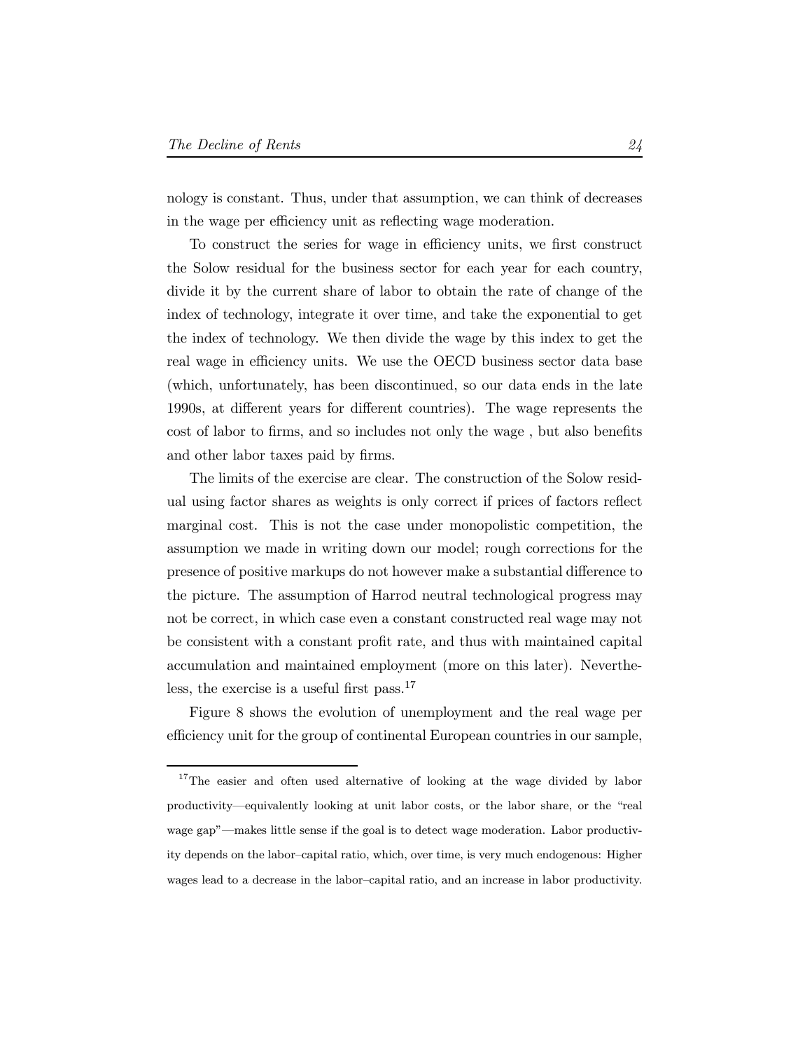nology is constant. Thus, under that assumption, we can think of decreases in the wage per efficiency unit as reflecting wage moderation.

To construct the series for wage in efficiency units, we first construct the Solow residual for the business sector for each year for each country, divide it by the current share of labor to obtain the rate of change of the index of technology, integrate it over time, and take the exponential to get the index of technology. We then divide the wage by this index to get the real wage in efficiency units. We use the OECD business sector data base (which, unfortunately, has been discontinued, so our data ends in the late 1990s, at different years for different countries). The wage represents the cost of labor to firms, and so includes not only the wage , but also benefits and other labor taxes paid by firms.

The limits of the exercise are clear. The construction of the Solow residual using factor shares as weights is only correct if prices of factors reflect marginal cost. This is not the case under monopolistic competition, the assumption we made in writing down our model; rough corrections for the presence of positive markups do not however make a substantial difference to the picture. The assumption of Harrod neutral technological progress may not be correct, in which case even a constant constructed real wage may not be consistent with a constant profit rate, and thus with maintained capital accumulation and maintained employment (more on this later). Nevertheless, the exercise is a useful first pass.[17]

Figure 8 shows the evolution of unemployment and the real wage per efficiency unit for the group of continental European countries in our sample,

[17] The easier and often used alternative of looking at the wage divided by labor productivity—equivalently looking at unit labor costs, or the labor share, or the "real wage gap"—makes little sense if the goal is to detect wage moderation. Labor productivity depends on the labor–capital ratio, which, over time, is very much endogenous: Higher wages lead to a decrease in the labor–capital ratio, and an increase in labor productivity.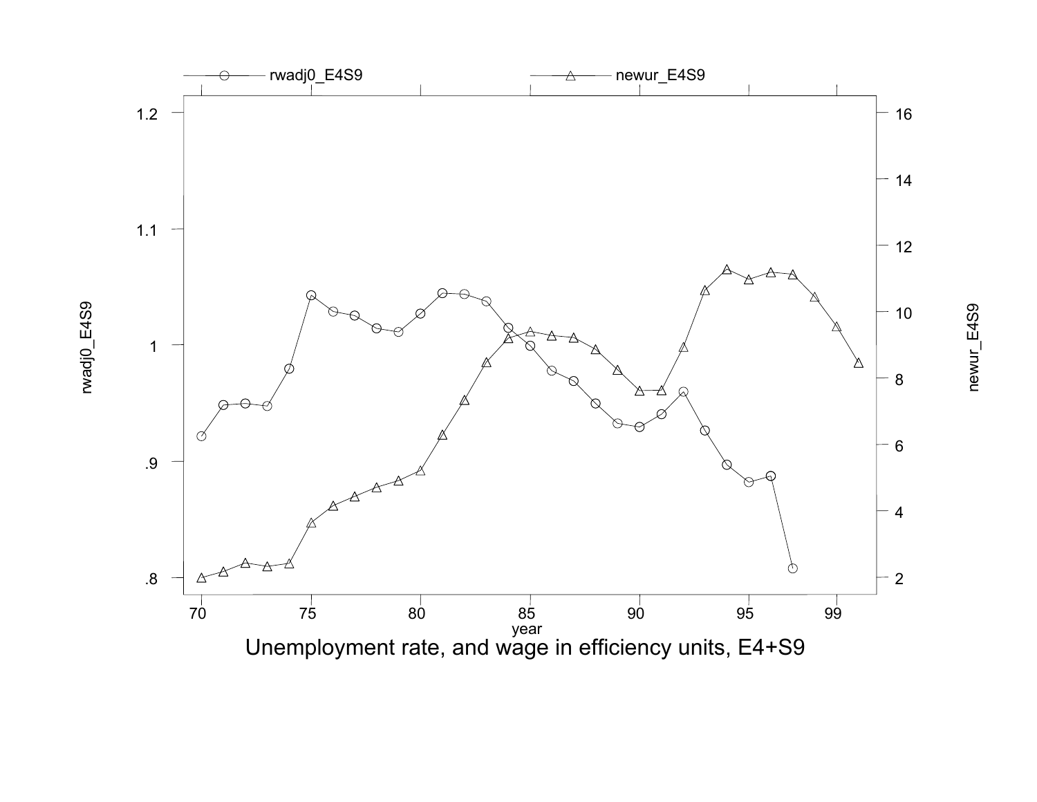Unemployment rate, and wage in efficiency units, E4+S9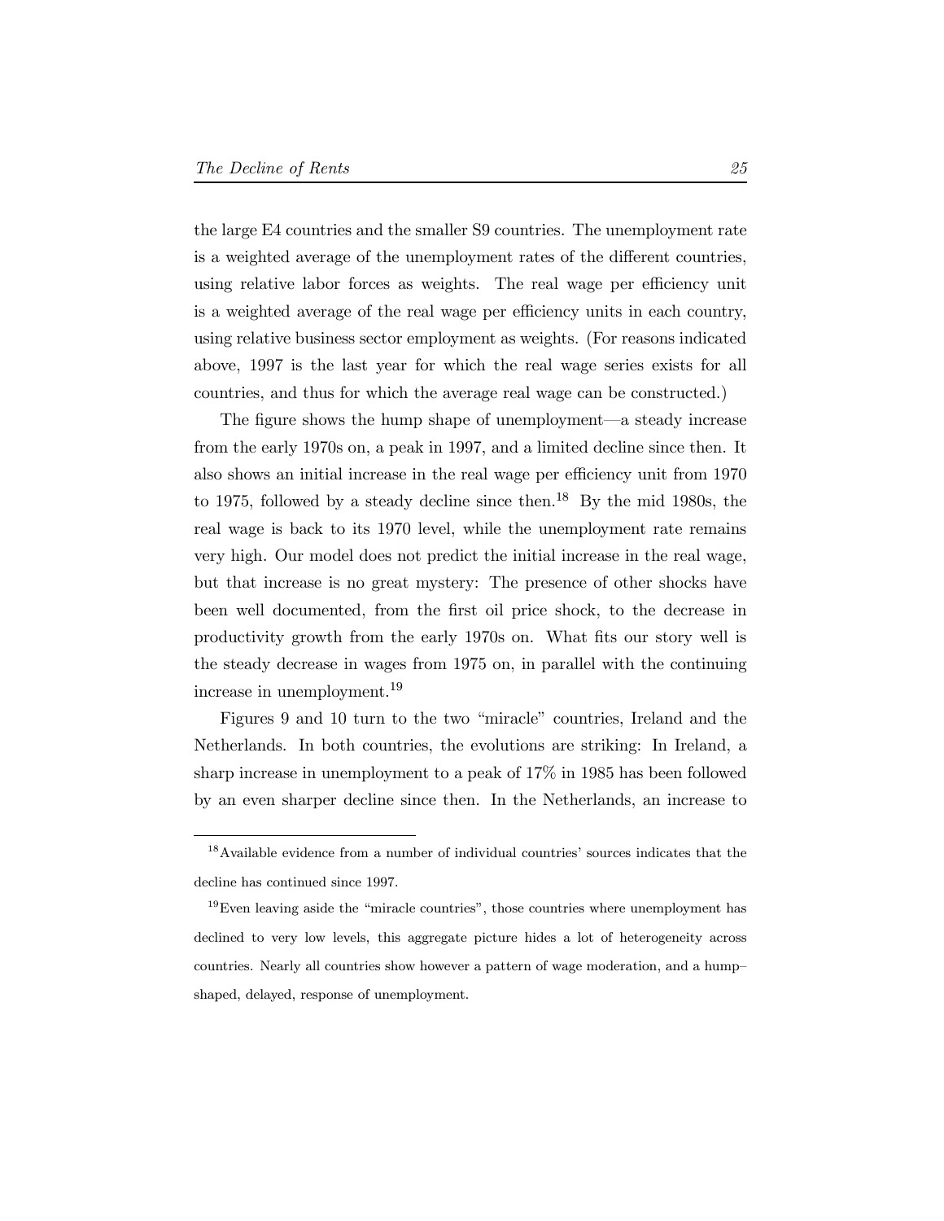the large E4 countries and the smaller S9 countries. The unemployment rate is a weighted average of the unemployment rates of the different countries, using relative labor forces as weights. The real wage per efficiency unit is a weighted average of the real wage per efficiency units in each country, using relative business sector employment as weights. (For reasons indicated above, 1997 is the last year for which the real wage series exists for all countries, and thus for which the average real wage can be constructed.)

The figure shows the hump shape of unemployment—a steady increase from the early 1970s on, a peak in 1997, and a limited decline since then. It also shows an initial increase in the real wage per efficiency unit from 1970 to 1975, followed by a steady decline since then.[18] By the mid 1980s, the real wage is back to its 1970 level, while the unemployment rate remains very high. Our model does not predict the initial increase in the real wage, but that increase is no great mystery: The presence of other shocks have been well documented, from the first oil price shock, to the decrease in productivity growth from the early 1970s on. What fits our story well is the steady decrease in wages from 1975 on, in parallel with the continuing increase in unemployment.[19]

Figures 9 and 10 turn to the two "miracle" countries, Ireland and the Netherlands. In both countries, the evolutions are striking: In Ireland, a sharp increase in unemployment to a peak of 17% in 1985 has been followed by an even sharper decline since then. In the Netherlands, an increase to

---

[18] Available evidence from a number of individual countries' sources indicates that the decline has continued since 1997.

[19] Even leaving aside the "miracle countries", those countries where unemployment has declined to very low levels, this aggregate picture hides a lot of heterogeneity across countries. Nearly all countries show however a pattern of wage moderation, and a hump–shaped, delayed, response of unemployment.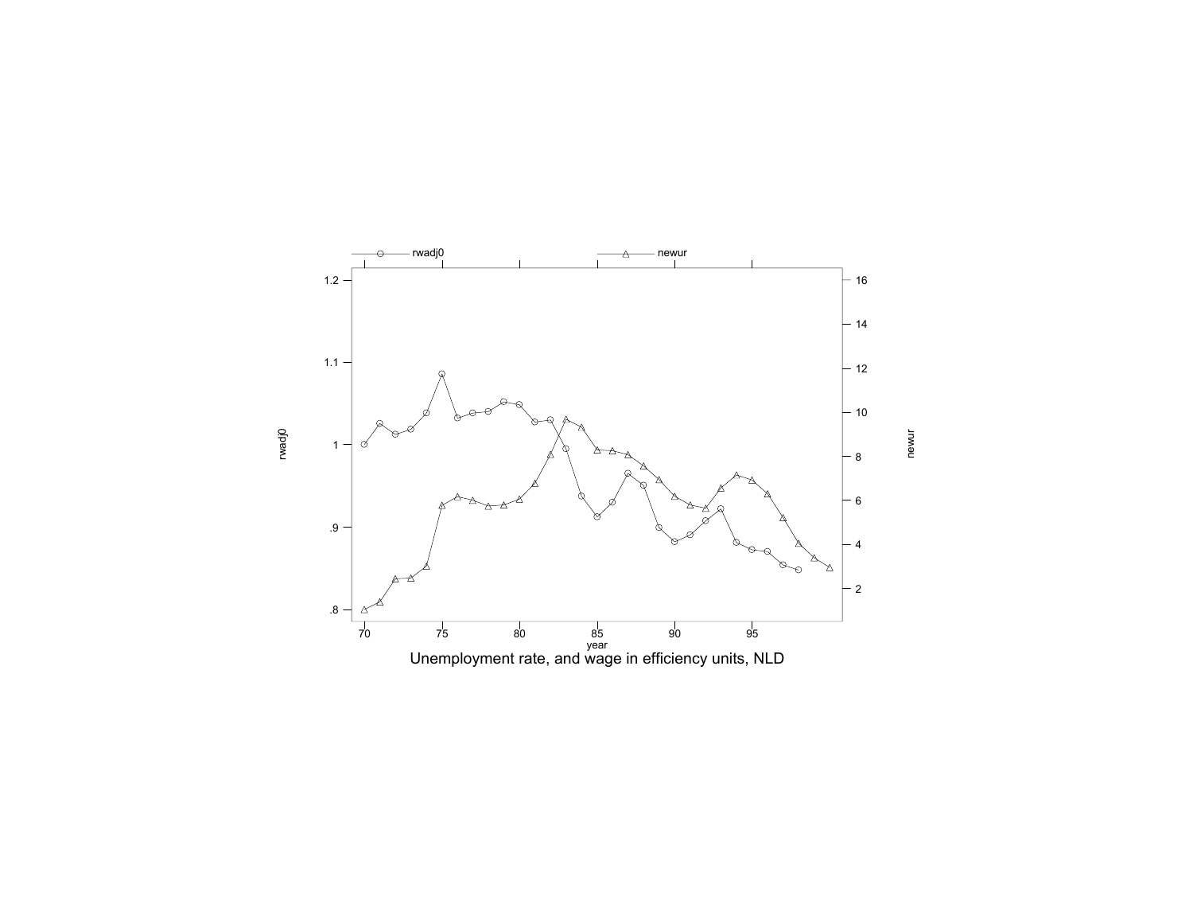Unemployment rate, and wage in efficiency units, NLD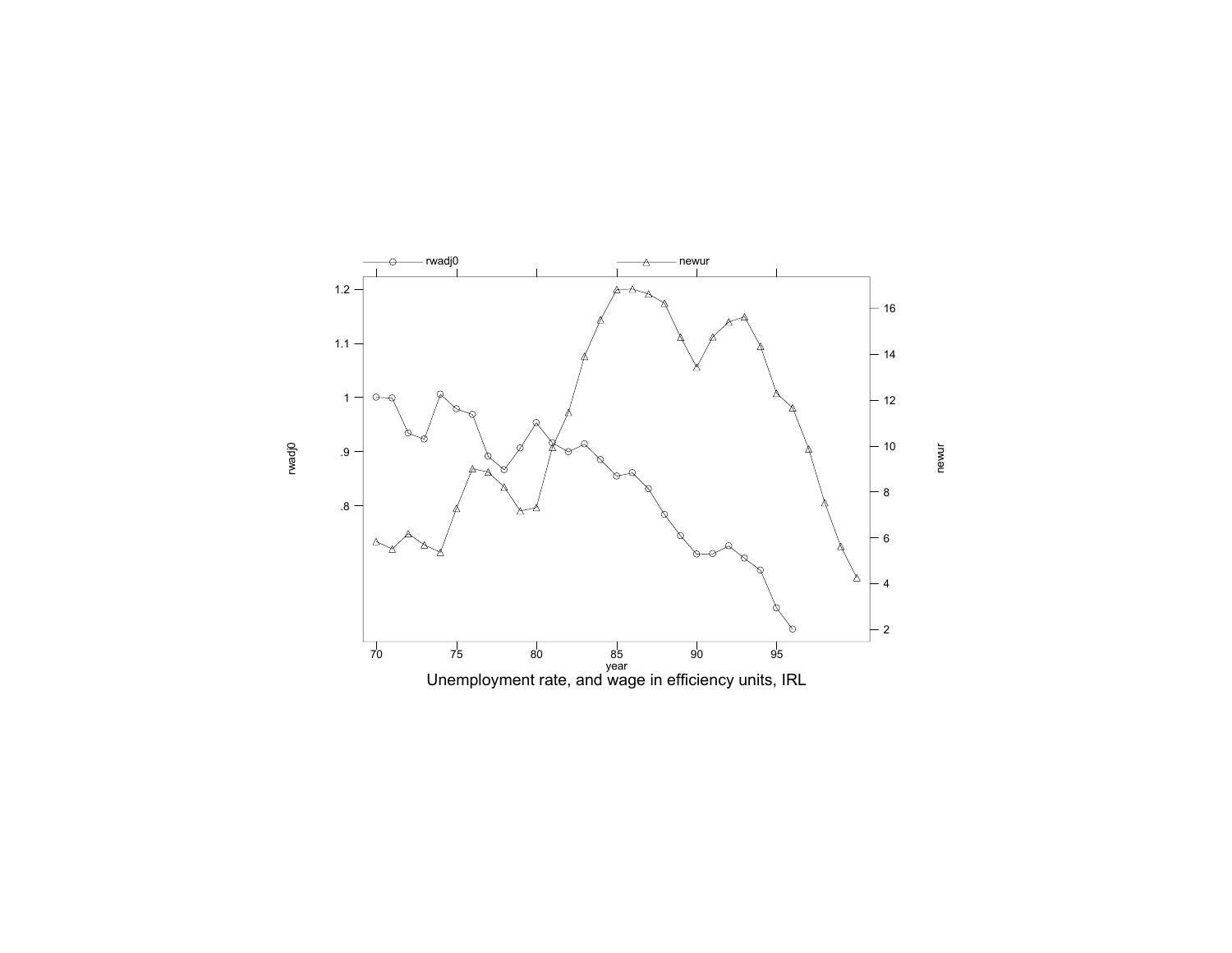Unemployment rate, and wage in efficiency units, IRL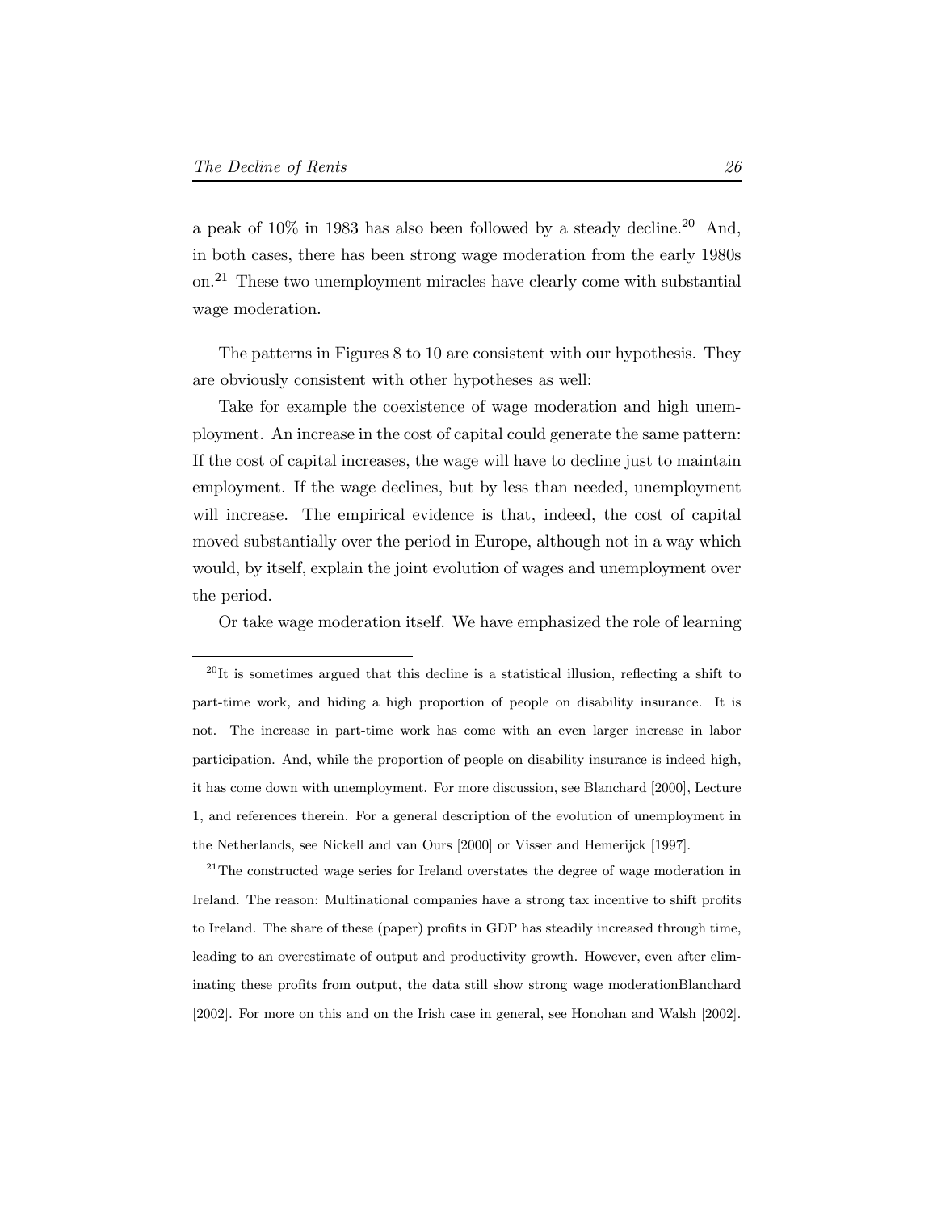a peak of 10% in 1983 has also been followed by a steady decline.[20] And, in both cases, there has been strong wage moderation from the early 1980s on.[21] These two unemployment miracles have clearly come with substantial wage moderation.

The patterns in Figures 8 to 10 are consistent with our hypothesis. They are obviously consistent with other hypotheses as well:

Take for example the coexistence of wage moderation and high unemployment. An increase in the cost of capital could generate the same pattern: If the cost of capital increases, the wage will have to decline just to maintain employment. If the wage declines, but by less than needed, unemployment will increase. The empirical evidence is that, indeed, the cost of capital moved substantially over the period in Europe, although not in a way which would, by itself, explain the joint evolution of wages and unemployment over the period.

Or take wage moderation itself. We have emphasized the role of learning

---

[20] It is sometimes argued that this decline is a statistical illusion, reflecting a shift to part-time work, and hiding a high proportion of people on disability insurance. It is not. The increase in part-time work has come with an even larger increase in labor participation. And, while the proportion of people on disability insurance is indeed high, it has come down with unemployment. For more discussion, see Blanchard [2000], Lecture 1, and references therein. For a general description of the evolution of unemployment in the Netherlands, see Nickell and van Ours [2000] or Visser and Hemerijck [1997].

[21] The constructed wage series for Ireland overstates the degree of wage moderation in Ireland. The reason: Multinational companies have a strong tax incentive to shift profits to Ireland. The share of these (paper) profits in GDP has steadily increased through time, leading to an overestimate of output and productivity growth. However, even after eliminating these profits from output, the data still show strong wage moderationBlanchard [2002]. For more on this and on the Irish case in general, see Honohan and Walsh [2002].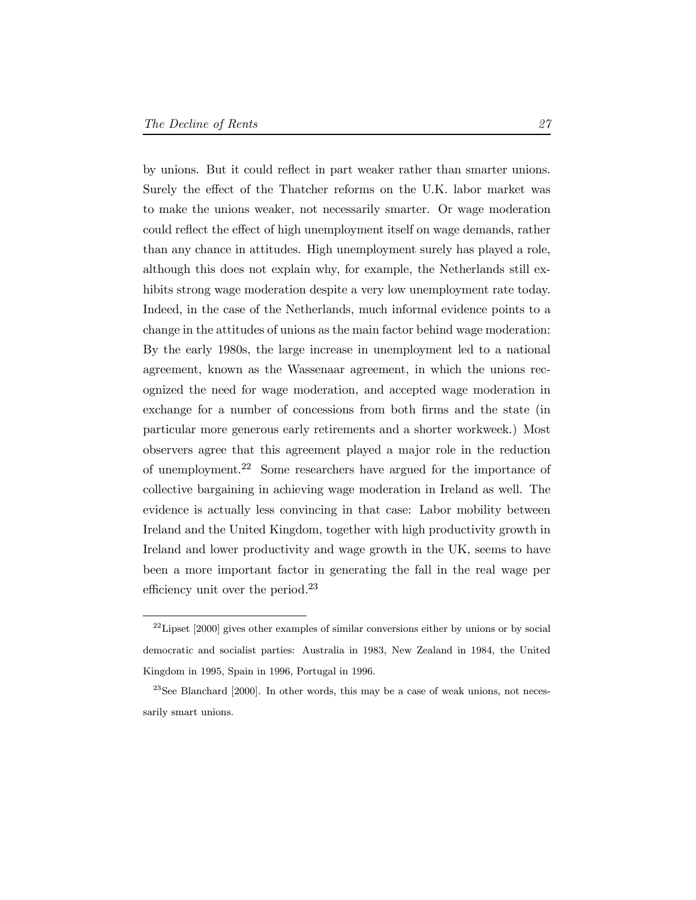by unions. But it could reflect in part weaker rather than smarter unions. Surely the effect of the Thatcher reforms on the U.K. labor market was to make the unions weaker, not necessarily smarter. Or wage moderation could reflect the effect of high unemployment itself on wage demands, rather than any chance in attitudes. High unemployment surely has played a role, although this does not explain why, for example, the Netherlands still exhibits strong wage moderation despite a very low unemployment rate today. Indeed, in the case of the Netherlands, much informal evidence points to a change in the attitudes of unions as the main factor behind wage moderation: By the early 1980s, the large increase in unemployment led to a national agreement, known as the Wassenaar agreement, in which the unions recognized the need for wage moderation, and accepted wage moderation in exchange for a number of concessions from both firms and the state (in particular more generous early retirements and a shorter workweek.) Most observers agree that this agreement played a major role in the reduction of unemployment.[22] Some researchers have argued for the importance of collective bargaining in achieving wage moderation in Ireland as well. The evidence is actually less convincing in that case: Labor mobility between Ireland and the United Kingdom, together with high productivity growth in Ireland and lower productivity and wage growth in the UK, seems to have been a more important factor in generating the fall in the real wage per efficiency unit over the period.[23]

[22] Lipset [2000] gives other examples of similar conversions either by unions or by social democratic and socialist parties: Australia in 1983, New Zealand in 1984, the United Kingdom in 1995, Spain in 1996, Portugal in 1996.

[23] See Blanchard [2000]. In other words, this may be a case of weak unions, not necessarily smart unions.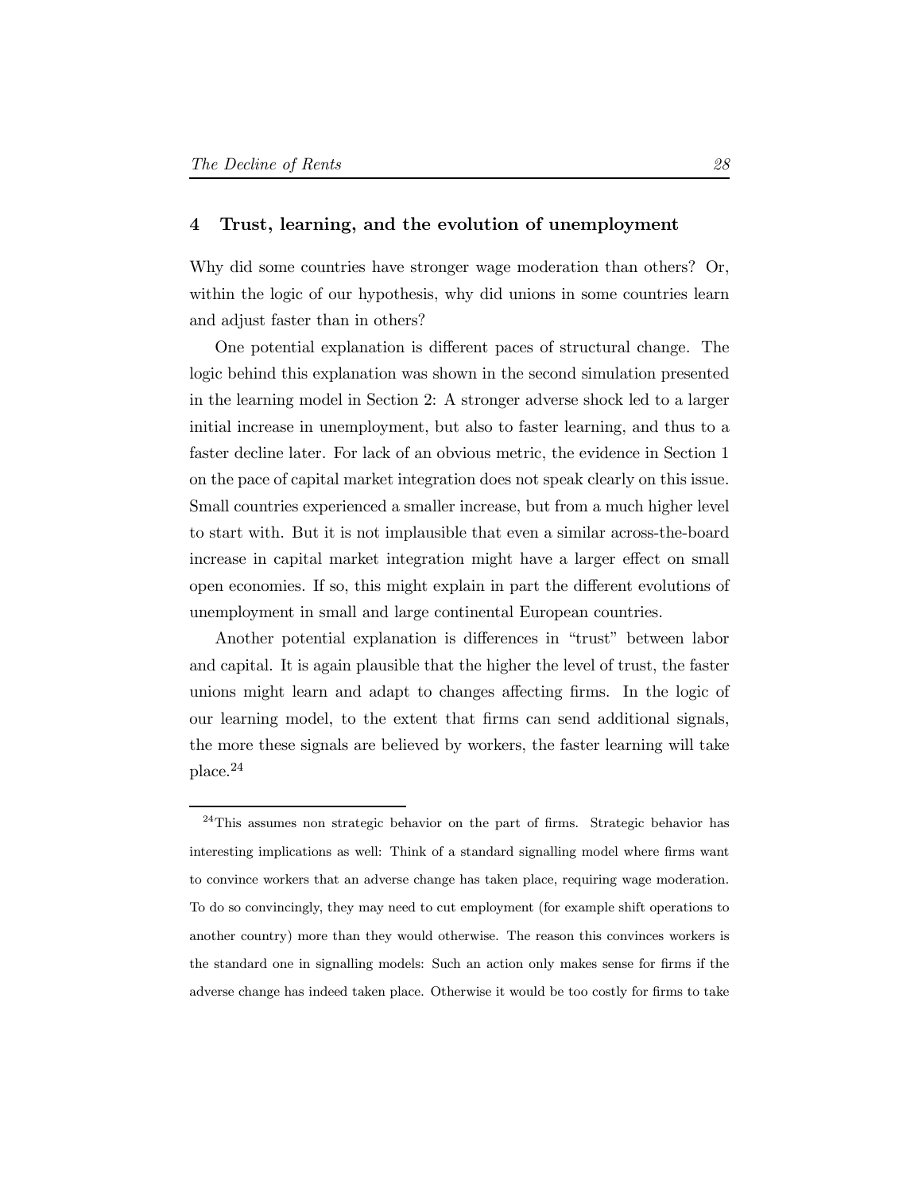## 4 Trust, learning, and the evolution of unemployment

Why did some countries have stronger wage moderation than others? Or, within the logic of our hypothesis, why did unions in some countries learn and adjust faster than in others?

One potential explanation is different paces of structural change. The logic behind this explanation was shown in the second simulation presented in the learning model in Section 2: A stronger adverse shock led to a larger initial increase in unemployment, but also to faster learning, and thus to a faster decline later. For lack of an obvious metric, the evidence in Section 1 on the pace of capital market integration does not speak clearly on this issue. Small countries experienced a smaller increase, but from a much higher level to start with. But it is not implausible that even a similar across-the-board increase in capital market integration might have a larger effect on small open economies. If so, this might explain in part the different evolutions of unemployment in small and large continental European countries.

Another potential explanation is differences in "trust" between labor and capital. It is again plausible that the higher the level of trust, the faster unions might learn and adapt to changes affecting firms. In the logic of our learning model, to the extent that firms can send additional signals, the more these signals are believed by workers, the faster learning will take place.[24]

[24] This assumes non strategic behavior on the part of firms. Strategic behavior has interesting implications as well: Think of a standard signalling model where firms want to convince workers that an adverse change has taken place, requiring wage moderation. To do so convincingly, they may need to cut employment (for example shift operations to another country) more than they would otherwise. The reason this convinces workers is the standard one in signalling models: Such an action only makes sense for firms if the adverse change has indeed taken place. Otherwise it would be too costly for firms to take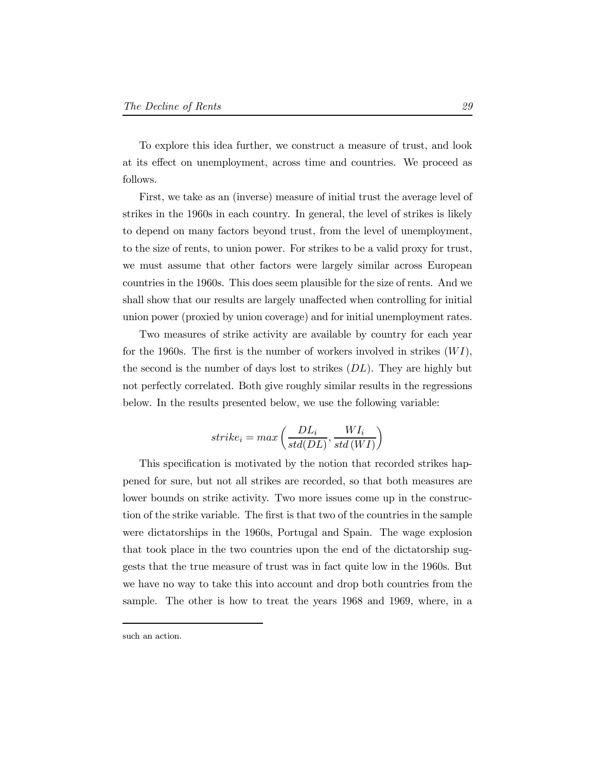To explore this idea further, we construct a measure of trust, and look at its effect on unemployment, across time and countries. We proceed as follows.

First, we take as an (inverse) measure of initial trust the average level of strikes in the 1960s in each country. In general, the level of strikes is likely to depend on many factors beyond trust, from the level of unemployment, to the size of rents, to union power. For strikes to be a valid proxy for trust, we must assume that other factors were largely similar across European countries in the 1960s. This does seem plausible for the size of rents. And we shall show that our results are largely unaffected when controlling for initial union power (proxied by union coverage) and for initial unemployment rates.

Two measures of strike activity are available by country for each year for the 1960s. The first is the number of workers involved in strikes ($WI$), the second is the number of days lost to strikes ($DL$). They are highly but not perfectly correlated. Both give roughly similar results in the regressions below. In the results presented below, we use the following variable:

$$strike_i = max\left(\frac{DL_i}{std(DL)}, \frac{WI_i}{std\,(WI)}\right)$$

This specification is motivated by the notion that recorded strikes happened for sure, but not all strikes are recorded, so that both measures are lower bounds on strike activity. Two more issues come up in the construction of the strike variable. The first is that two of the countries in the sample were dictatorships in the 1960s, Portugal and Spain. The wage explosion that took place in the two countries upon the end of the dictatorship suggests that the true measure of trust was in fact quite low in the 1960s. But we have no way to take this into account and drop both countries from the sample. The other is how to treat the years 1968 and 1969, where, in a

such an action.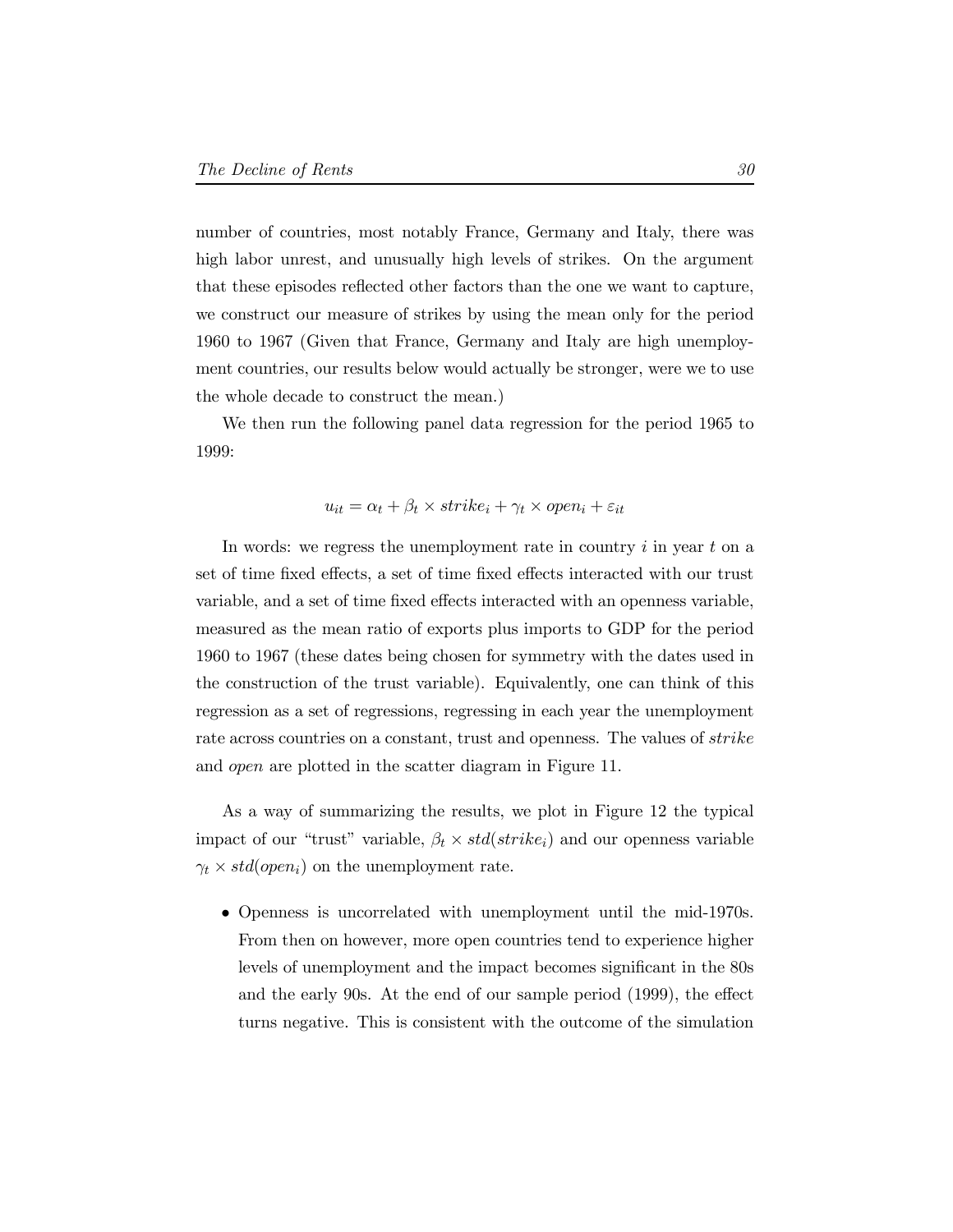number of countries, most notably France, Germany and Italy, there was high labor unrest, and unusually high levels of strikes. On the argument that these episodes reflected other factors than the one we want to capture, we construct our measure of strikes by using the mean only for the period 1960 to 1967 (Given that France, Germany and Italy are high unemployment countries, our results below would actually be stronger, were we to use the whole decade to construct the mean.)

We then run the following panel data regression for the period 1965 to 1999:

$$u_{it} = \alpha_t + \beta_t \times strike_i + \gamma_t \times open_i + \varepsilon_{it}$$

In words: we regress the unemployment rate in country $i$ in year $t$ on a set of time fixed effects, a set of time fixed effects interacted with our trust variable, and a set of time fixed effects interacted with an openness variable, measured as the mean ratio of exports plus imports to GDP for the period 1960 to 1967 (these dates being chosen for symmetry with the dates used in the construction of the trust variable). Equivalently, one can think of this regression as a set of regressions, regressing in each year the unemployment rate across countries on a constant, trust and openness. The values of *strike* and *open* are plotted in the scatter diagram in Figure 11.

As a way of summarizing the results, we plot in Figure 12 the typical impact of our "trust" variable, $\beta_t \times std(strike_i)$ and our openness variable $\gamma_t \times std(open_i)$ on the unemployment rate.

- Openness is uncorrelated with unemployment until the mid-1970s. From then on however, more open countries tend to experience higher levels of unemployment and the impact becomes significant in the 80s and the early 90s. At the end of our sample period (1999), the effect turns negative. This is consistent with the outcome of the simulation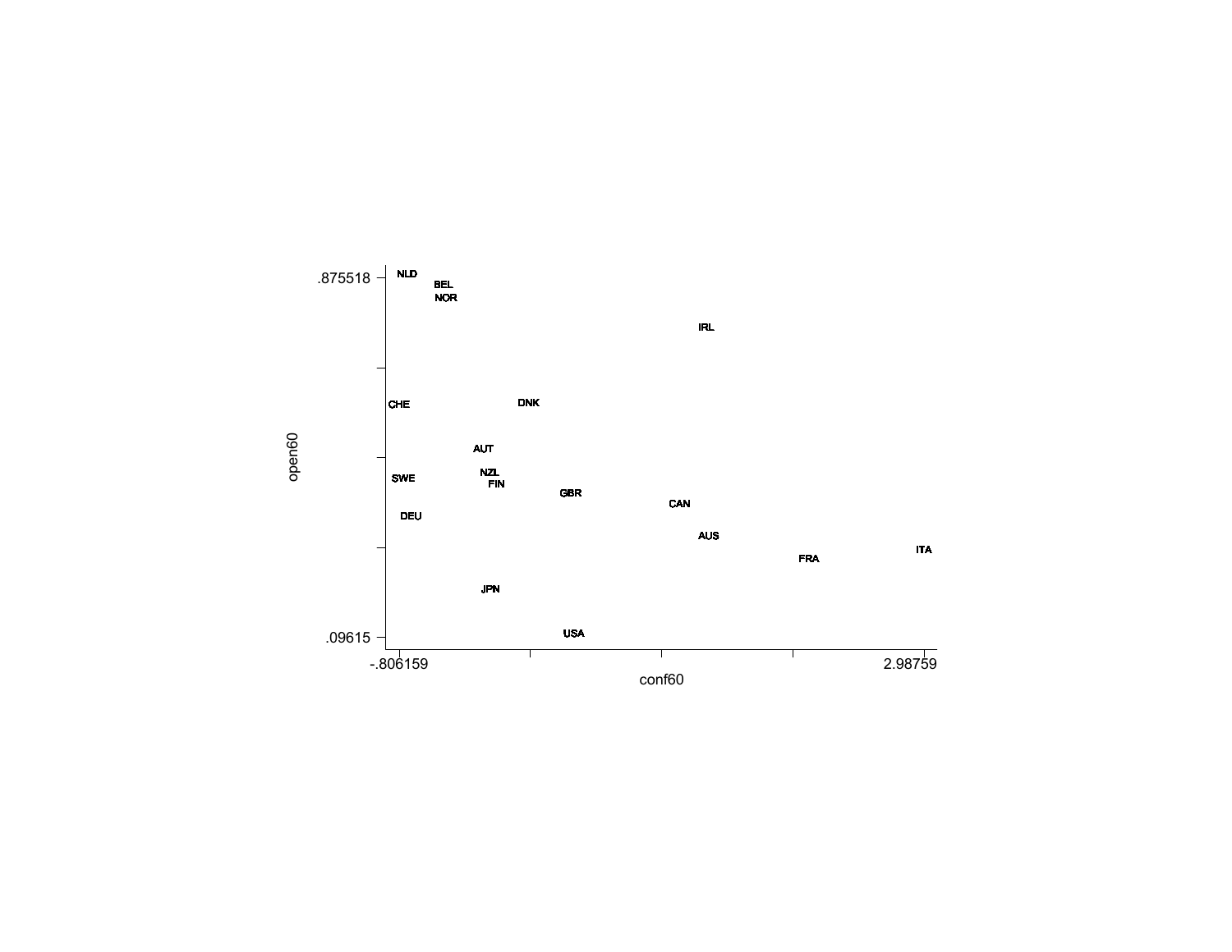open60

.875518

.09615

-.806159

2.98759

conf60

NLD
BEL
NOR
IRL
CHE
DNK
AUT
SWE
NZL
FIN
GBR
CAN
DEU
AUS
ITA
FRA
JPN
USA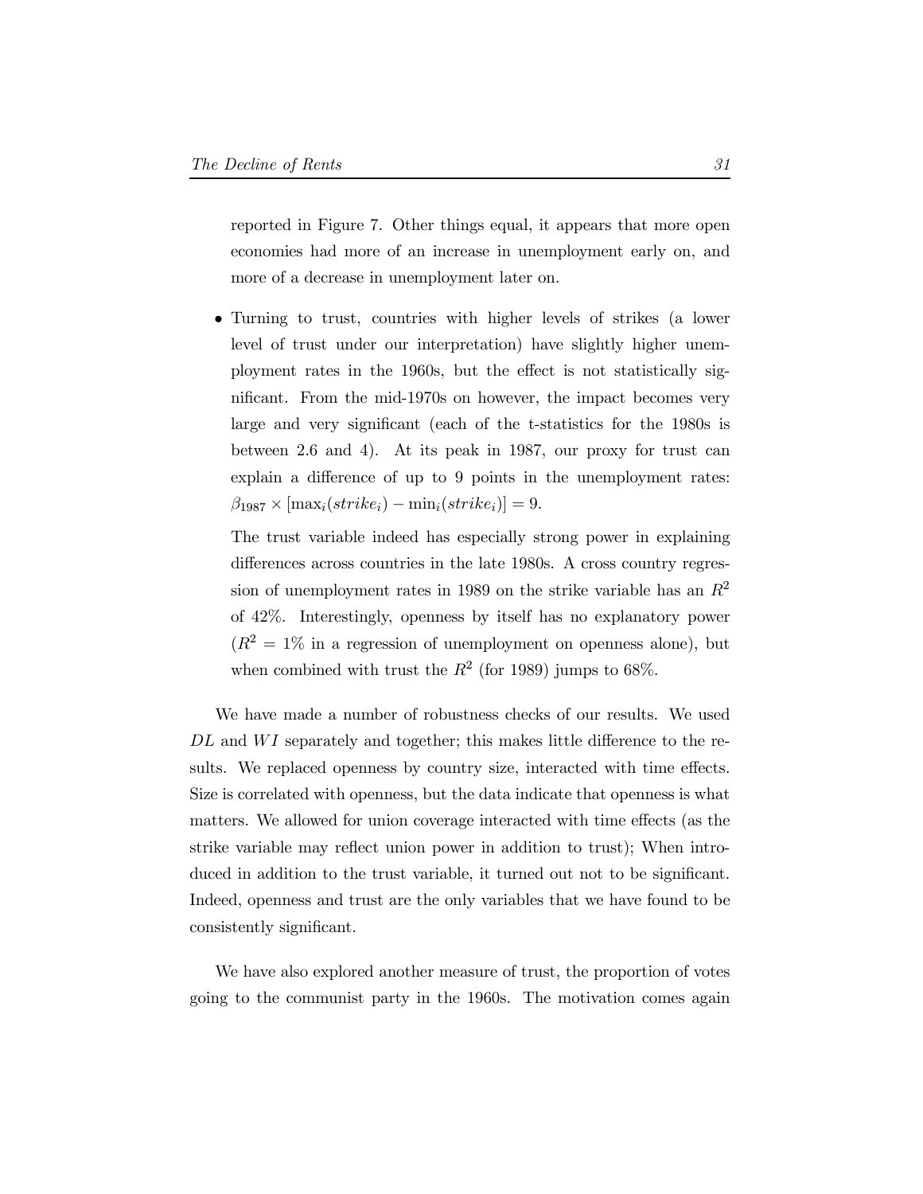reported in Figure 7. Other things equal, it appears that more open economies had more of an increase in unemployment early on, and more of a decrease in unemployment later on.

- Turning to trust, countries with higher levels of strikes (a lower level of trust under our interpretation) have slightly higher unemployment rates in the 1960s, but the effect is not statistically significant. From the mid-1970s on however, the impact becomes very large and very significant (each of the t-statistics for the 1980s is between 2.6 and 4). At its peak in 1987, our proxy for trust can explain a difference of up to 9 points in the unemployment rates: $\beta_{1987} \times [\max_i(strike_i) - \min_i(strike_i)] = 9$.

  The trust variable indeed has especially strong power in explaining differences across countries in the late 1980s. A cross country regression of unemployment rates in 1989 on the strike variable has an $R^2$ of 42%. Interestingly, openness by itself has no explanatory power ($R^2 = 1\%$ in a regression of unemployment on openness alone), but when combined with trust the $R^2$ (for 1989) jumps to 68%.

We have made a number of robustness checks of our results. We used $DL$ and $WI$ separately and together; this makes little difference to the results. We replaced openness by country size, interacted with time effects. Size is correlated with openness, but the data indicate that openness is what matters. We allowed for union coverage interacted with time effects (as the strike variable may reflect union power in addition to trust); When introduced in addition to the trust variable, it turned out not to be significant. Indeed, openness and trust are the only variables that we have found to be consistently significant.

We have also explored another measure of trust, the proportion of votes going to the communist party in the 1960s. The motivation comes again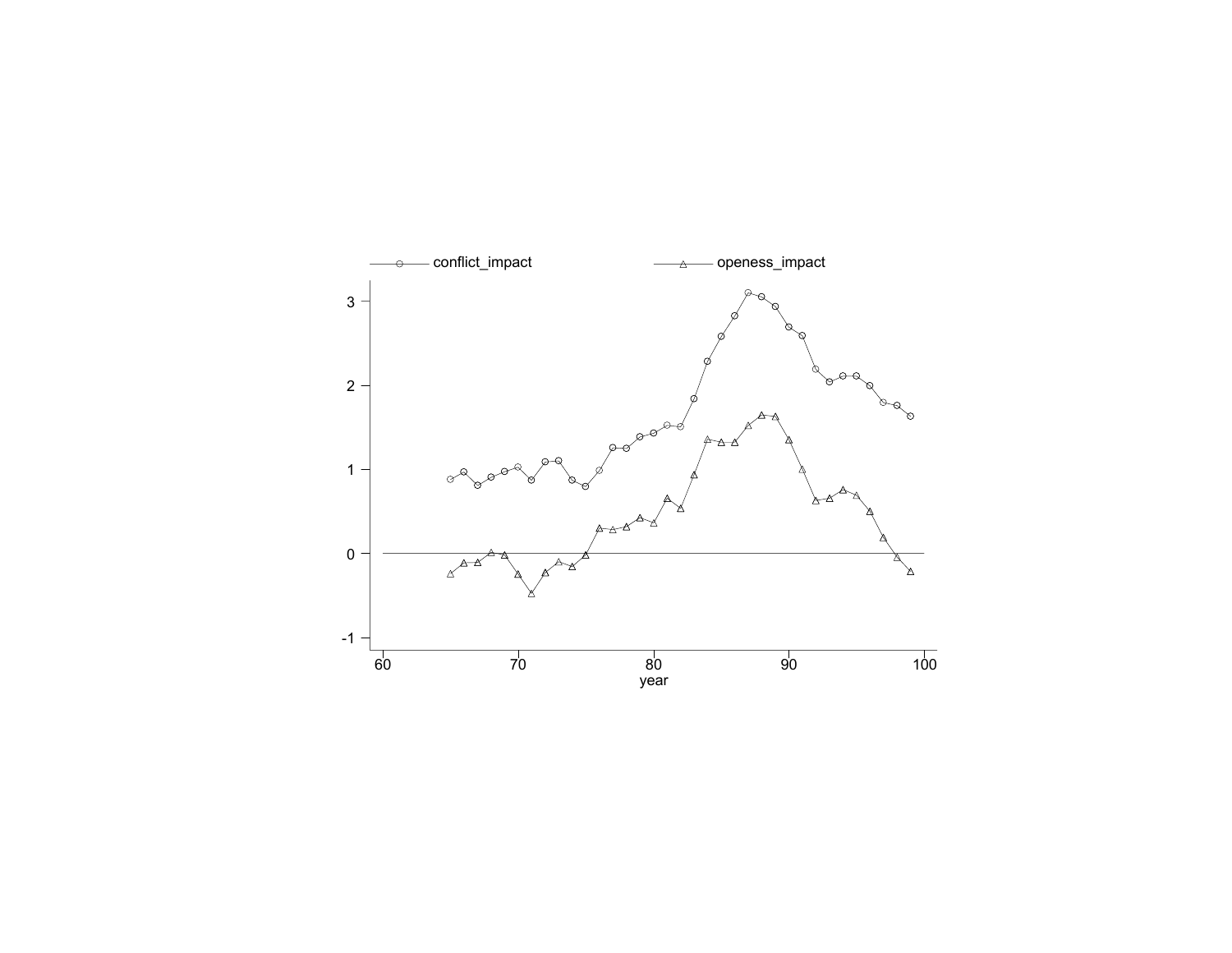conflict_impact openess_impact

3

2

1

0

-1

60 70 80 90 100

year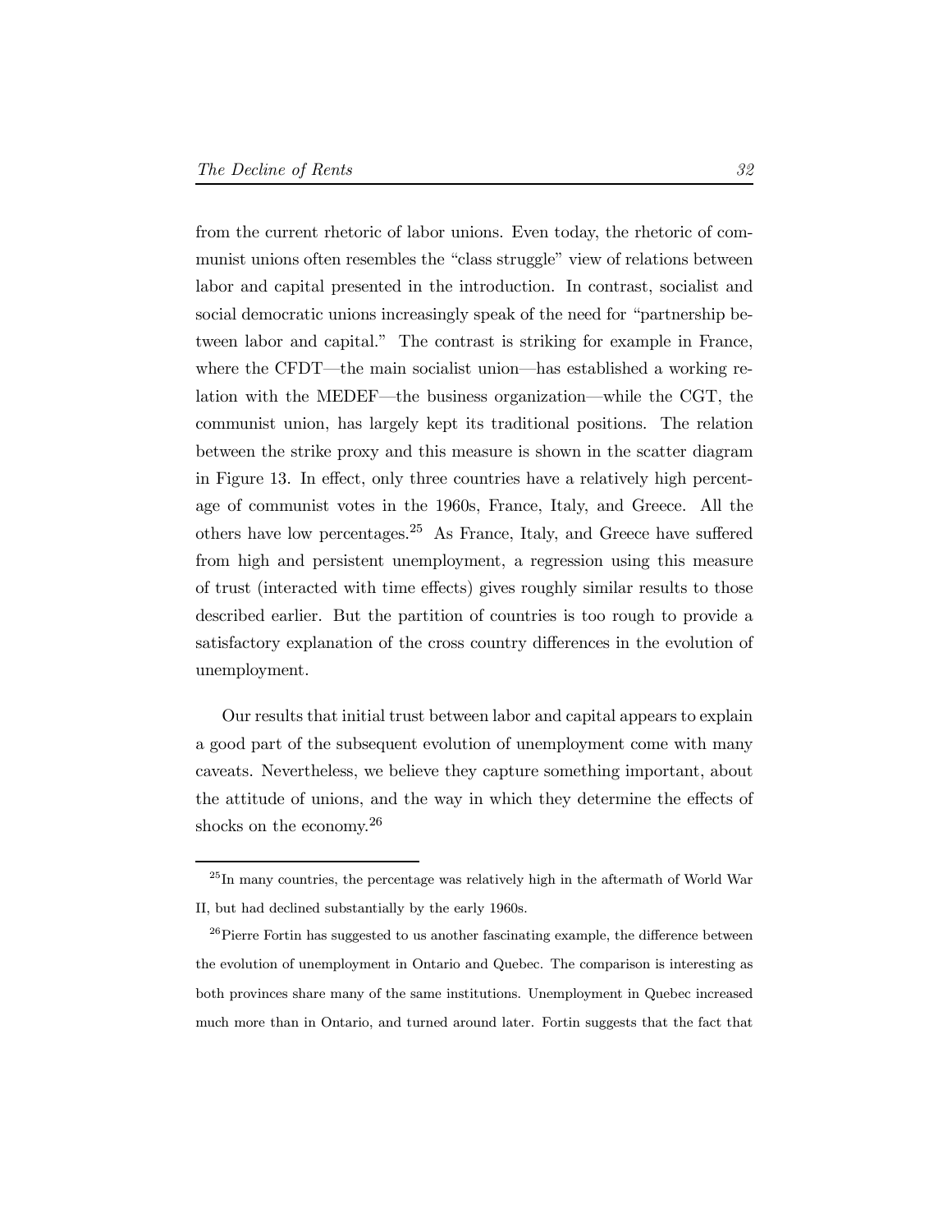from the current rhetoric of labor unions. Even today, the rhetoric of communist unions often resembles the "class struggle" view of relations between labor and capital presented in the introduction. In contrast, socialist and social democratic unions increasingly speak of the need for "partnership between labor and capital." The contrast is striking for example in France, where the CFDT—the main socialist union—has established a working relation with the MEDEF—the business organization—while the CGT, the communist union, has largely kept its traditional positions. The relation between the strike proxy and this measure is shown in the scatter diagram in Figure 13. In effect, only three countries have a relatively high percentage of communist votes in the 1960s, France, Italy, and Greece. All the others have low percentages.[25] As France, Italy, and Greece have suffered from high and persistent unemployment, a regression using this measure of trust (interacted with time effects) gives roughly similar results to those described earlier. But the partition of countries is too rough to provide a satisfactory explanation of the cross country differences in the evolution of unemployment.

Our results that initial trust between labor and capital appears to explain a good part of the subsequent evolution of unemployment come with many caveats. Nevertheless, we believe they capture something important, about the attitude of unions, and the way in which they determine the effects of shocks on the economy.[26]

---

[25]In many countries, the percentage was relatively high in the aftermath of World War II, but had declined substantially by the early 1960s.

[26]Pierre Fortin has suggested to us another fascinating example, the difference between the evolution of unemployment in Ontario and Quebec. The comparison is interesting as both provinces share many of the same institutions. Unemployment in Quebec increased much more than in Ontario, and turned around later. Fortin suggests that the fact that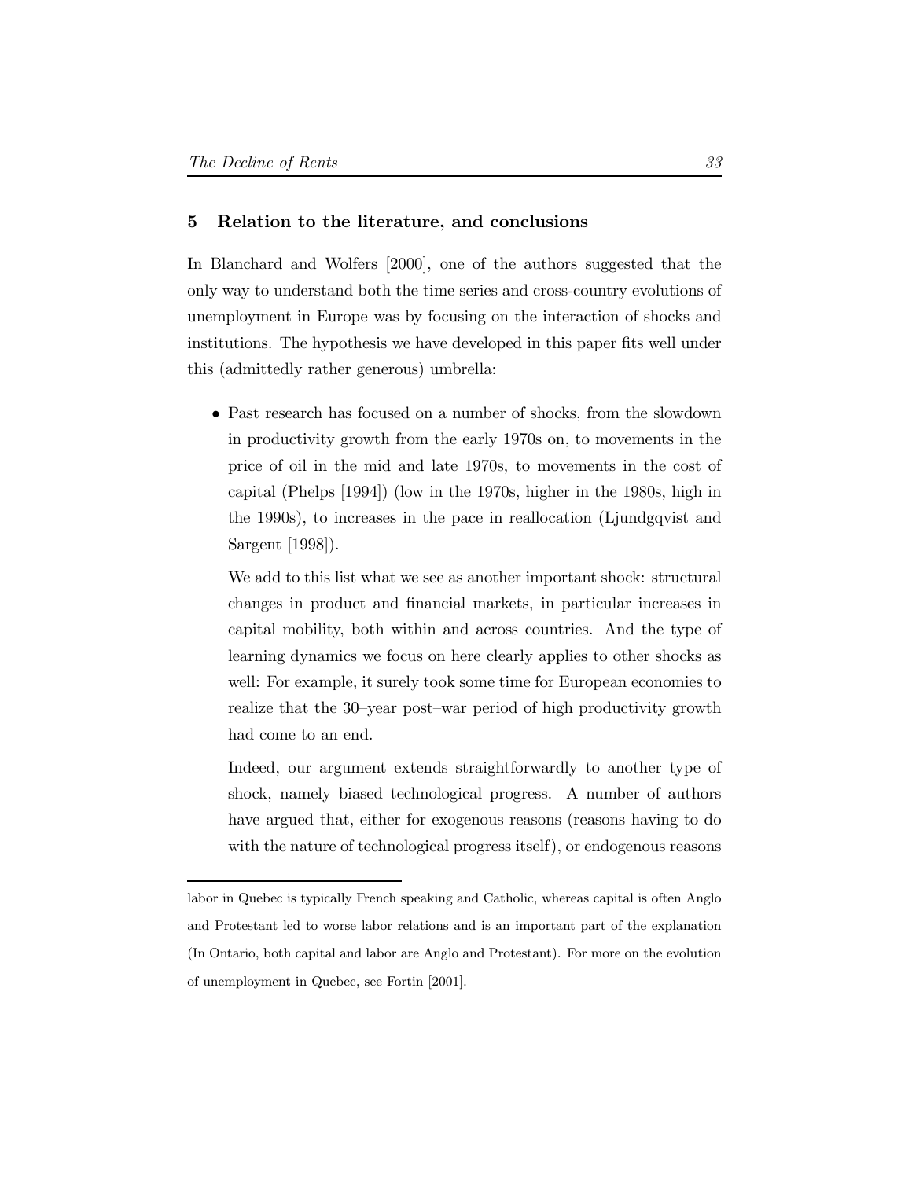## 5 Relation to the literature, and conclusions

In Blanchard and Wolfers [2000], one of the authors suggested that the only way to understand both the time series and cross-country evolutions of unemployment in Europe was by focusing on the interaction of shocks and institutions. The hypothesis we have developed in this paper fits well under this (admittedly rather generous) umbrella:

- Past research has focused on a number of shocks, from the slowdown in productivity growth from the early 1970s on, to movements in the price of oil in the mid and late 1970s, to movements in the cost of capital (Phelps [1994]) (low in the 1970s, higher in the 1980s, high in the 1990s), to increases in the pace in reallocation (Ljundgqvist and Sargent [1998]).

  We add to this list what we see as another important shock: structural changes in product and financial markets, in particular increases in capital mobility, both within and across countries. And the type of learning dynamics we focus on here clearly applies to other shocks as well: For example, it surely took some time for European economies to realize that the 30–year post–war period of high productivity growth had come to an end.

  Indeed, our argument extends straightforwardly to another type of shock, namely biased technological progress. A number of authors have argued that, either for exogenous reasons (reasons having to do with the nature of technological progress itself), or endogenous reasons

---

labor in Quebec is typically French speaking and Catholic, whereas capital is often Anglo and Protestant led to worse labor relations and is an important part of the explanation (In Ontario, both capital and labor are Anglo and Protestant). For more on the evolution of unemployment in Quebec, see Fortin [2001].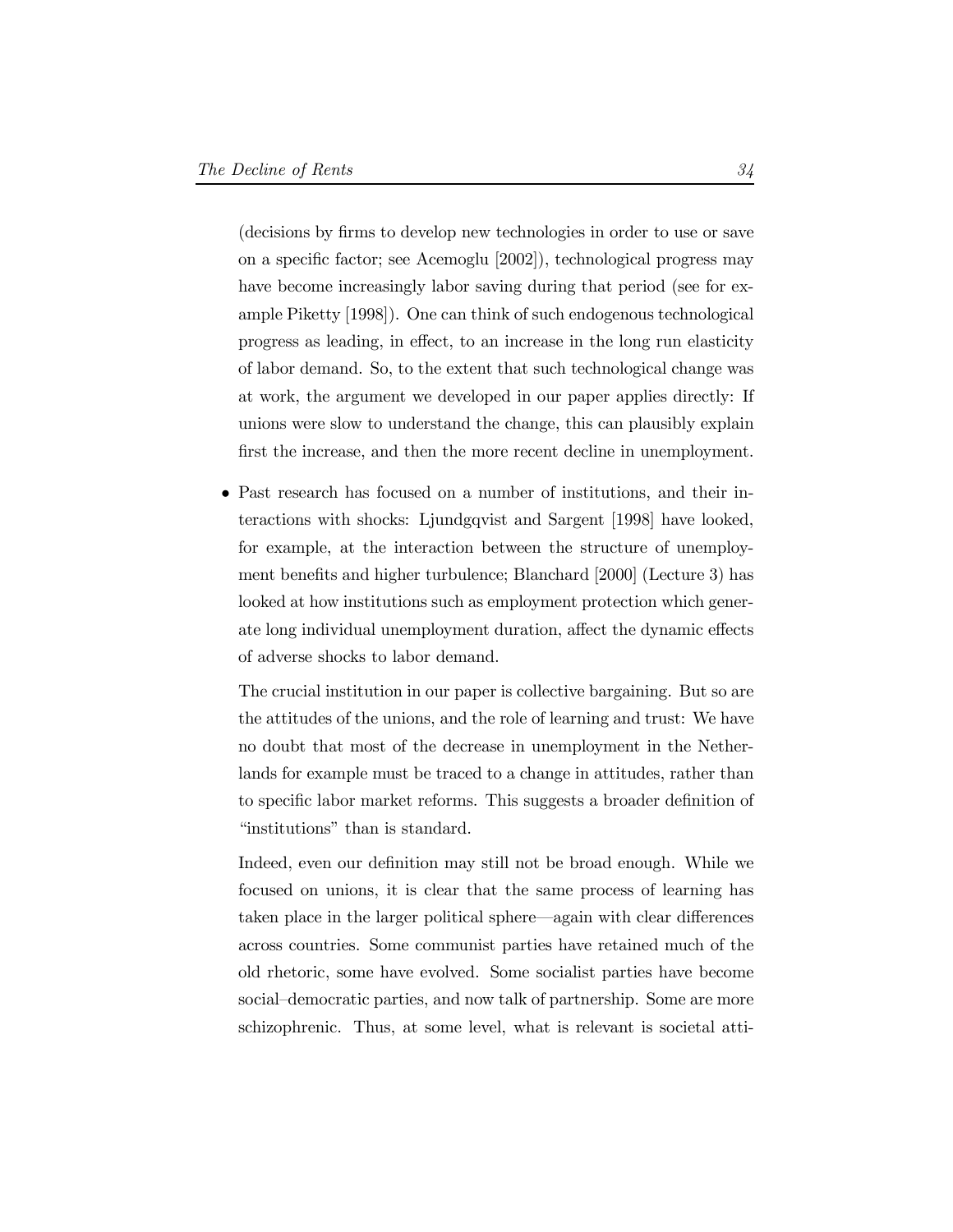(decisions by firms to develop new technologies in order to use or save on a specific factor; see Acemoglu [2002]), technological progress may have become increasingly labor saving during that period (see for example Piketty [1998]). One can think of such endogenous technological progress as leading, in effect, to an increase in the long run elasticity of labor demand. So, to the extent that such technological change was at work, the argument we developed in our paper applies directly: If unions were slow to understand the change, this can plausibly explain first the increase, and then the more recent decline in unemployment.

- Past research has focused on a number of institutions, and their interactions with shocks: Ljundgqvist and Sargent [1998] have looked, for example, at the interaction between the structure of unemployment benefits and higher turbulence; Blanchard [2000] (Lecture 3) has looked at how institutions such as employment protection which generate long individual unemployment duration, affect the dynamic effects of adverse shocks to labor demand.

  The crucial institution in our paper is collective bargaining. But so are the attitudes of the unions, and the role of learning and trust: We have no doubt that most of the decrease in unemployment in the Netherlands for example must be traced to a change in attitudes, rather than to specific labor market reforms. This suggests a broader definition of "institutions" than is standard.

  Indeed, even our definition may still not be broad enough. While we focused on unions, it is clear that the same process of learning has taken place in the larger political sphere—again with clear differences across countries. Some communist parties have retained much of the old rhetoric, some have evolved. Some socialist parties have become social–democratic parties, and now talk of partnership. Some are more schizophrenic. Thus, at some level, what is relevant is societal atti-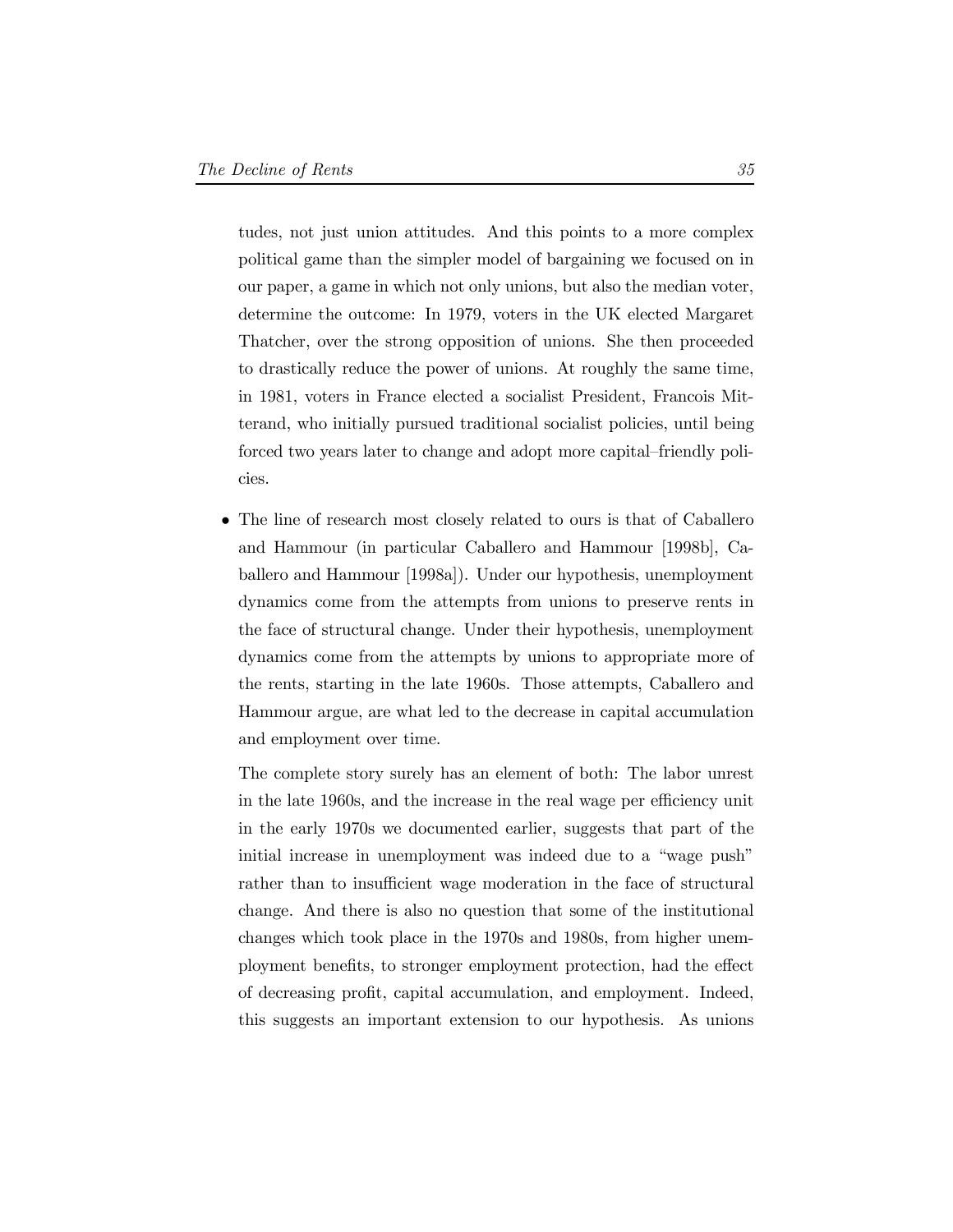tudes, not just union attitudes. And this points to a more complex political game than the simpler model of bargaining we focused on in our paper, a game in which not only unions, but also the median voter, determine the outcome: In 1979, voters in the UK elected Margaret Thatcher, over the strong opposition of unions. She then proceeded to drastically reduce the power of unions. At roughly the same time, in 1981, voters in France elected a socialist President, Francois Mitterand, who initially pursued traditional socialist policies, until being forced two years later to change and adopt more capital–friendly policies.

- The line of research most closely related to ours is that of Caballero and Hammour (in particular Caballero and Hammour [1998b], Caballero and Hammour [1998a]). Under our hypothesis, unemployment dynamics come from the attempts from unions to preserve rents in the face of structural change. Under their hypothesis, unemployment dynamics come from the attempts by unions to appropriate more of the rents, starting in the late 1960s. Those attempts, Caballero and Hammour argue, are what led to the decrease in capital accumulation and employment over time.

  The complete story surely has an element of both: The labor unrest in the late 1960s, and the increase in the real wage per efficiency unit in the early 1970s we documented earlier, suggests that part of the initial increase in unemployment was indeed due to a "wage push" rather than to insufficient wage moderation in the face of structural change. And there is also no question that some of the institutional changes which took place in the 1970s and 1980s, from higher unemployment benefits, to stronger employment protection, had the effect of decreasing profit, capital accumulation, and employment. Indeed, this suggests an important extension to our hypothesis. As unions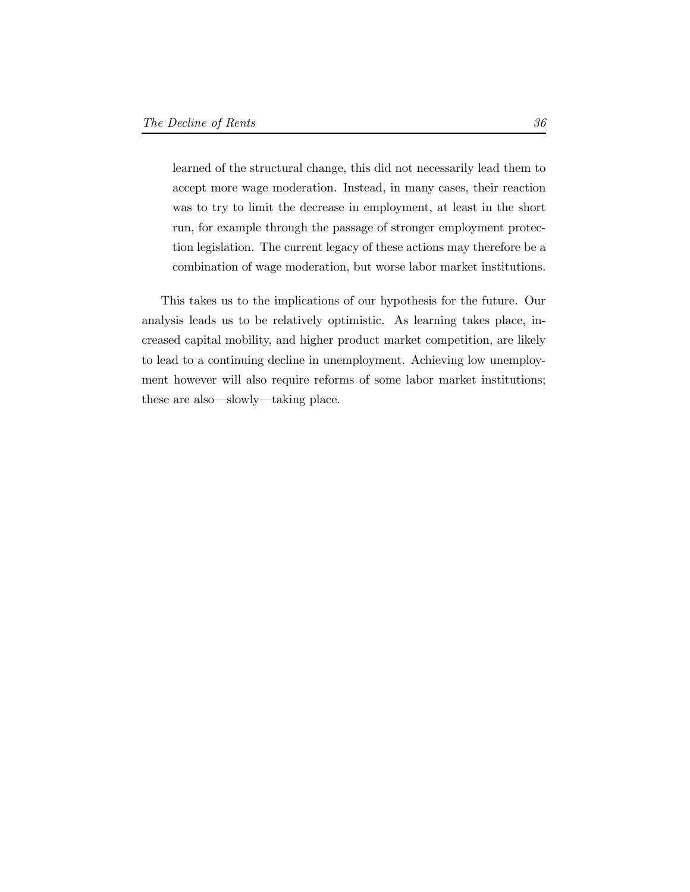learned of the structural change, this did not necessarily lead them to accept more wage moderation. Instead, in many cases, their reaction was to try to limit the decrease in employment, at least in the short run, for example through the passage of stronger employment protection legislation. The current legacy of these actions may therefore be a combination of wage moderation, but worse labor market institutions.

This takes us to the implications of our hypothesis for the future. Our analysis leads us to be relatively optimistic. As learning takes place, increased capital mobility, and higher product market competition, are likely to lead to a continuing decline in unemployment. Achieving low unemployment however will also require reforms of some labor market institutions; these are also—slowly—taking place.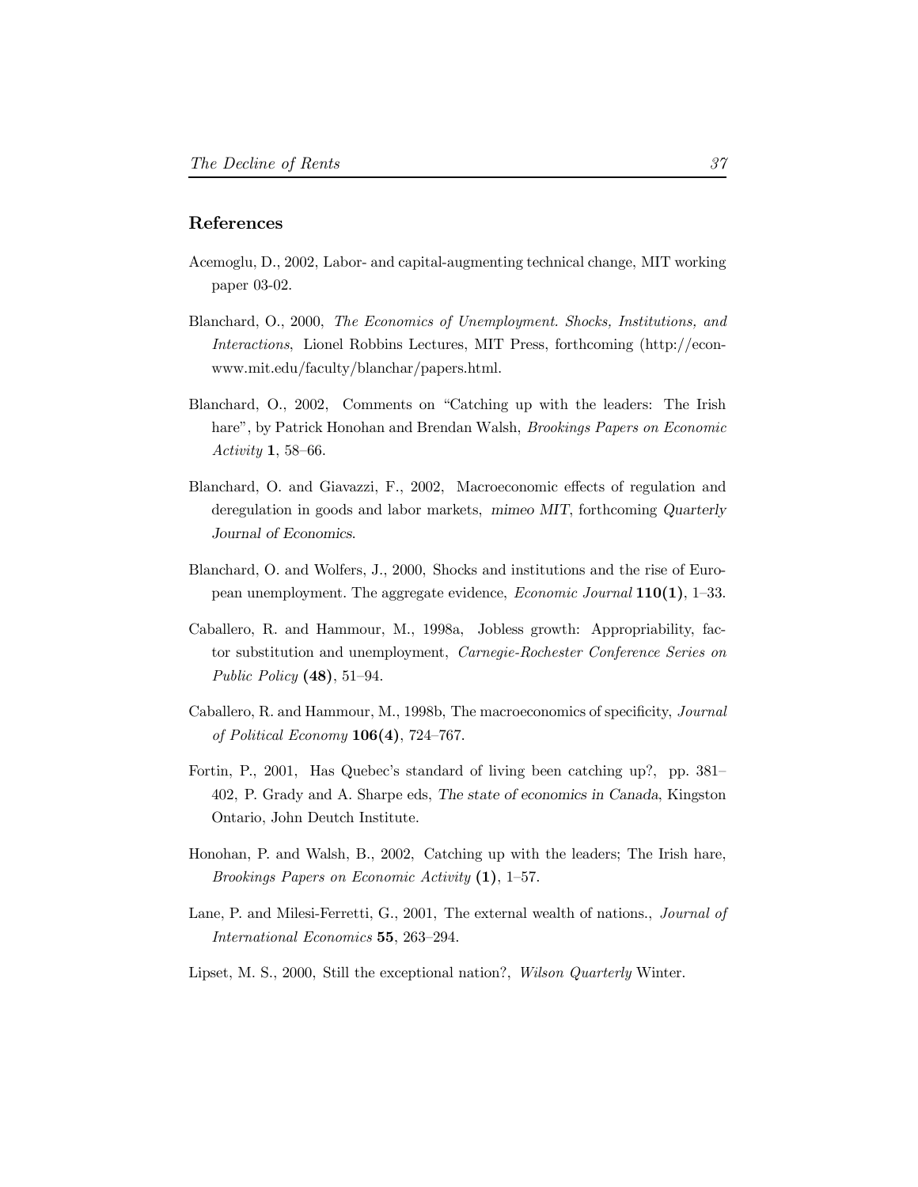## References

Acemoglu, D., 2002, Labor- and capital-augmenting technical change, MIT working paper 03-02.

Blanchard, O., 2000, *The Economics of Unemployment. Shocks, Institutions, and Interactions*, Lionel Robbins Lectures, MIT Press, forthcoming (http://econ-www.mit.edu/faculty/blanchar/papers.html.

Blanchard, O., 2002, Comments on "Catching up with the leaders: The Irish hare", by Patrick Honohan and Brendan Walsh, *Brookings Papers on Economic Activity* **1**, 58–66.

Blanchard, O. and Giavazzi, F., 2002, Macroeconomic effects of regulation and deregulation in goods and labor markets, *mimeo MIT*, forthcoming *Quarterly Journal of Economics*.

Blanchard, O. and Wolfers, J., 2000, Shocks and institutions and the rise of European unemployment. The aggregate evidence, *Economic Journal* **110(1)**, 1–33.

Caballero, R. and Hammour, M., 1998a, Jobless growth: Appropriability, factor substitution and unemployment, *Carnegie-Rochester Conference Series on Public Policy* **(48)**, 51–94.

Caballero, R. and Hammour, M., 1998b, The macroeconomics of specificity, *Journal of Political Economy* **106(4)**, 724–767.

Fortin, P., 2001, Has Quebec's standard of living been catching up?, pp. 381–402, P. Grady and A. Sharpe eds, *The state of economics in Canada*, Kingston Ontario, John Deutch Institute.

Honohan, P. and Walsh, B., 2002, Catching up with the leaders; The Irish hare, *Brookings Papers on Economic Activity* **(1)**, 1–57.

Lane, P. and Milesi-Ferretti, G., 2001, The external wealth of nations., *Journal of International Economics* **55**, 263–294.

Lipset, M. S., 2000, Still the exceptional nation?, *Wilson Quarterly* Winter.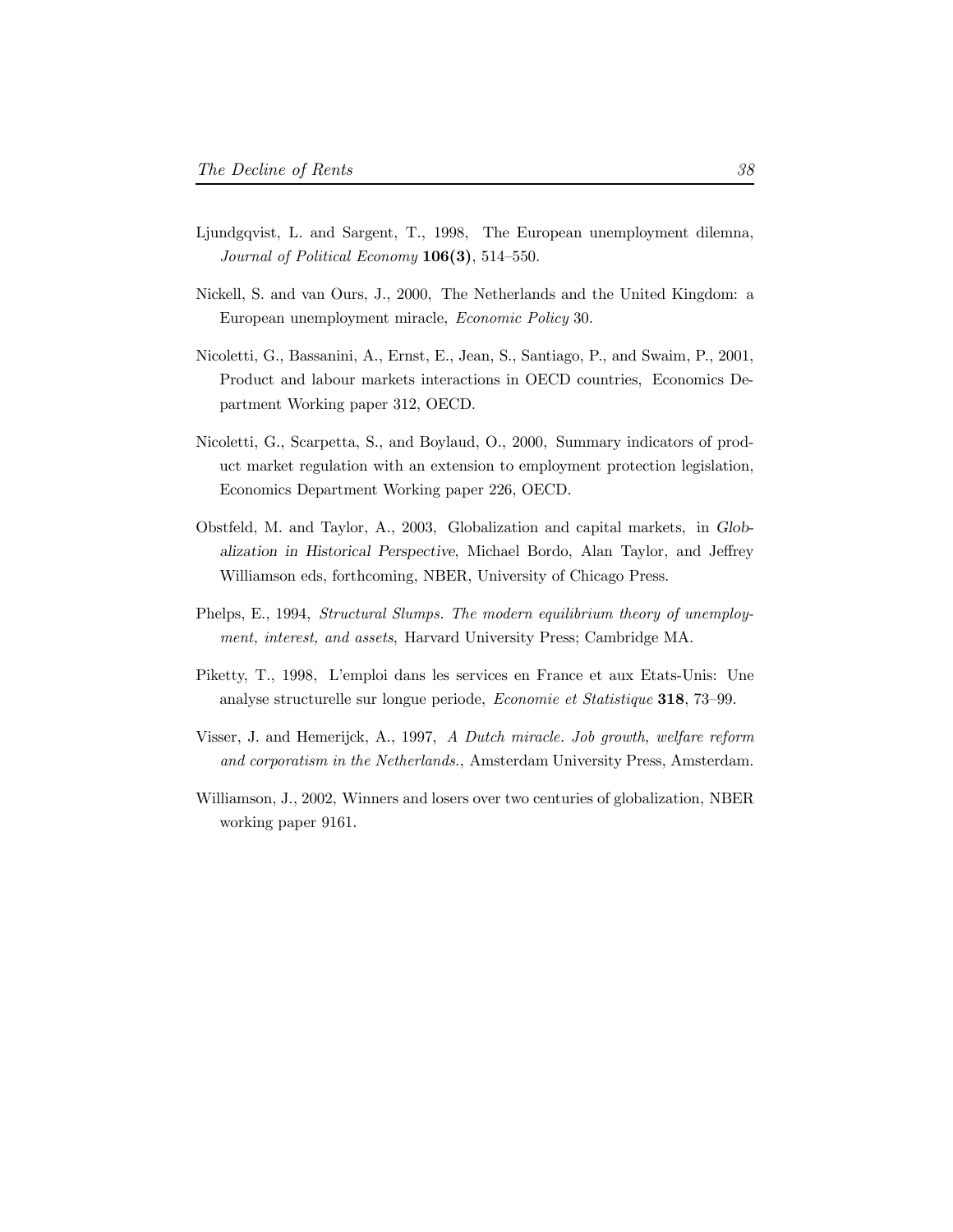Ljundgqvist, L. and Sargent, T., 1998, The European unemployment dilemna, *Journal of Political Economy* **106(3)**, 514–550.

Nickell, S. and van Ours, J., 2000, The Netherlands and the United Kingdom: a European unemployment miracle, *Economic Policy* 30.

Nicoletti, G., Bassanini, A., Ernst, E., Jean, S., Santiago, P., and Swaim, P., 2001, Product and labour markets interactions in OECD countries, Economics Department Working paper 312, OECD.

Nicoletti, G., Scarpetta, S., and Boylaud, O., 2000, Summary indicators of product market regulation with an extension to employment protection legislation, Economics Department Working paper 226, OECD.

Obstfeld, M. and Taylor, A., 2003, Globalization and capital markets, in *Globalization in Historical Perspective*, Michael Bordo, Alan Taylor, and Jeffrey Williamson eds, forthcoming, NBER, University of Chicago Press.

Phelps, E., 1994, *Structural Slumps. The modern equilibrium theory of unemployment, interest, and assets*, Harvard University Press; Cambridge MA.

Piketty, T., 1998, L'emploi dans les services en France et aux Etats-Unis: Une analyse structurelle sur longue periode, *Economie et Statistique* **318**, 73–99.

Visser, J. and Hemerijck, A., 1997, *A Dutch miracle. Job growth, welfare reform and corporatism in the Netherlands.*, Amsterdam University Press, Amsterdam.

Williamson, J., 2002, Winners and losers over two centuries of globalization, NBER working paper 9161.